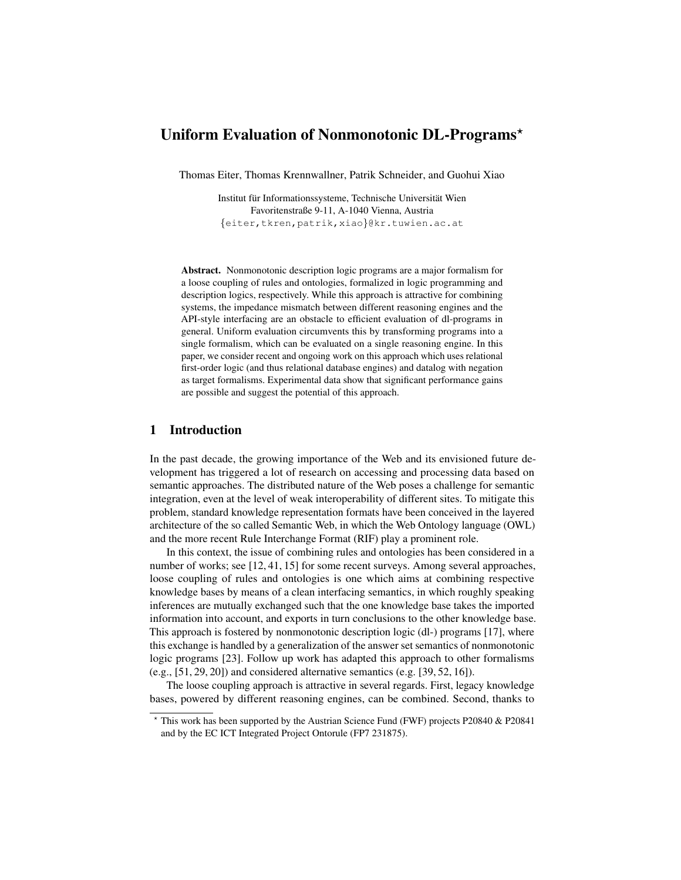# Uniform Evaluation of Nonmonotonic DL-Programs*

Thomas Eiter, Thomas Krennwallner, Patrik Schneider, and Guohui Xiao

Institut für Informationssysteme, Technische Universität Wien
Favoritenstraße 9-11, A-1040 Vienna, Austria
{eiter,tkren,patrik,xiao}@kr.tuwien.ac.at

**Abstract.** Nonmonotonic description logic programs are a major formalism for a loose coupling of rules and ontologies, formalized in logic programming and description logics, respectively. While this approach is attractive for combining systems, the impedance mismatch between different reasoning engines and the API-style interfacing are an obstacle to efficient evaluation of dl-programs in general. Uniform evaluation circumvents this by transforming programs into a single formalism, which can be evaluated on a single reasoning engine. In this paper, we consider recent and ongoing work on this approach which uses relational first-order logic (and thus relational database engines) and datalog with negation as target formalisms. Experimental data show that significant performance gains are possible and suggest the potential of this approach.

## 1 Introduction

In the past decade, the growing importance of the Web and its envisioned future development has triggered a lot of research on accessing and processing data based on semantic approaches. The distributed nature of the Web poses a challenge for semantic integration, even at the level of weak interoperability of different sites. To mitigate this problem, standard knowledge representation formats have been conceived in the layered architecture of the so called Semantic Web, in which the Web Ontology language (OWL) and the more recent Rule Interchange Format (RIF) play a prominent role.

In this context, the issue of combining rules and ontologies has been considered in a number of works; see [12, 41, 15] for some recent surveys. Among several approaches, loose coupling of rules and ontologies is one which aims at combining respective knowledge bases by means of a clean interfacing semantics, in which roughly speaking inferences are mutually exchanged such that the one knowledge base takes the imported information into account, and exports in turn conclusions to the other knowledge base. This approach is fostered by nonmonotonic description logic (dl-) programs [17], where this exchange is handled by a generalization of the answer set semantics of nonmonotonic logic programs [23]. Follow up work has adapted this approach to other formalisms (e.g., [51, 29, 20]) and considered alternative semantics (e.g. [39, 52, 16]).

The loose coupling approach is attractive in several regards. First, legacy knowledge bases, powered by different reasoning engines, can be combined. Second, thanks to

* This work has been supported by the Austrian Science Fund (FWF) projects P20840 & P20841 and by the EC ICT Integrated Project Ontorule (FP7 231875).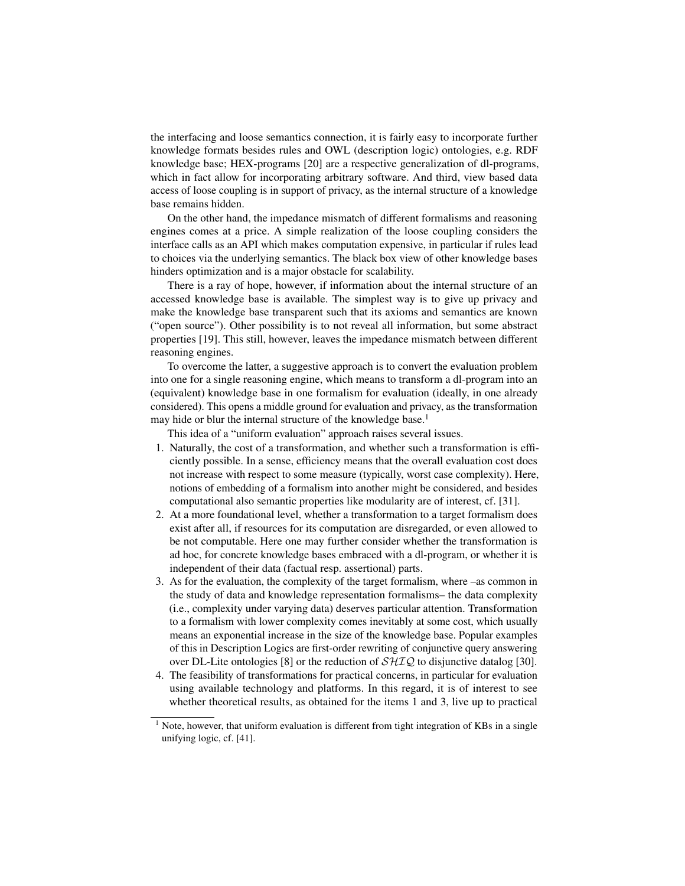the interfacing and loose semantics connection, it is fairly easy to incorporate further knowledge formats besides rules and OWL (description logic) ontologies, e.g. RDF knowledge base; HEX-programs [20] are a respective generalization of dl-programs, which in fact allow for incorporating arbitrary software. And third, view based data access of loose coupling is in support of privacy, as the internal structure of a knowledge base remains hidden.

On the other hand, the impedance mismatch of different formalisms and reasoning engines comes at a price. A simple realization of the loose coupling considers the interface calls as an API which makes computation expensive, in particular if rules lead to choices via the underlying semantics. The black box view of other knowledge bases hinders optimization and is a major obstacle for scalability.

There is a ray of hope, however, if information about the internal structure of an accessed knowledge base is available. The simplest way is to give up privacy and make the knowledge base transparent such that its axioms and semantics are known ("open source"). Other possibility is to not reveal all information, but some abstract properties [19]. This still, however, leaves the impedance mismatch between different reasoning engines.

To overcome the latter, a suggestive approach is to convert the evaluation problem into one for a single reasoning engine, which means to transform a dl-program into an (equivalent) knowledge base in one formalism for evaluation (ideally, in one already considered). This opens a middle ground for evaluation and privacy, as the transformation may hide or blur the internal structure of the knowledge base.[1]

This idea of a "uniform evaluation" approach raises several issues.

1. Naturally, the cost of a transformation, and whether such a transformation is efficiently possible. In a sense, efficiency means that the overall evaluation cost does not increase with respect to some measure (typically, worst case complexity). Here, notions of embedding of a formalism into another might be considered, and besides computational also semantic properties like modularity are of interest, cf. [31].
2. At a more foundational level, whether a transformation to a target formalism does exist after all, if resources for its computation are disregarded, or even allowed to be not computable. Here one may further consider whether the transformation is ad hoc, for concrete knowledge bases embraced with a dl-program, or whether it is independent of their data (factual resp. assertional) parts.
3. As for the evaluation, the complexity of the target formalism, where –as common in the study of data and knowledge representation formalisms– the data complexity (i.e., complexity under varying data) deserves particular attention. Transformation to a formalism with lower complexity comes inevitably at some cost, which usually means an exponential increase in the size of the knowledge base. Popular examples of this in Description Logics are first-order rewriting of conjunctive query answering over DL-Lite ontologies [8] or the reduction of $\mathcal{SHIQ}$ to disjunctive datalog [30].
4. The feasibility of transformations for practical concerns, in particular for evaluation using available technology and platforms. In this regard, it is of interest to see whether theoretical results, as obtained for the items 1 and 3, live up to practical

[1] Note, however, that uniform evaluation is different from tight integration of KBs in a single unifying logic, cf. [41].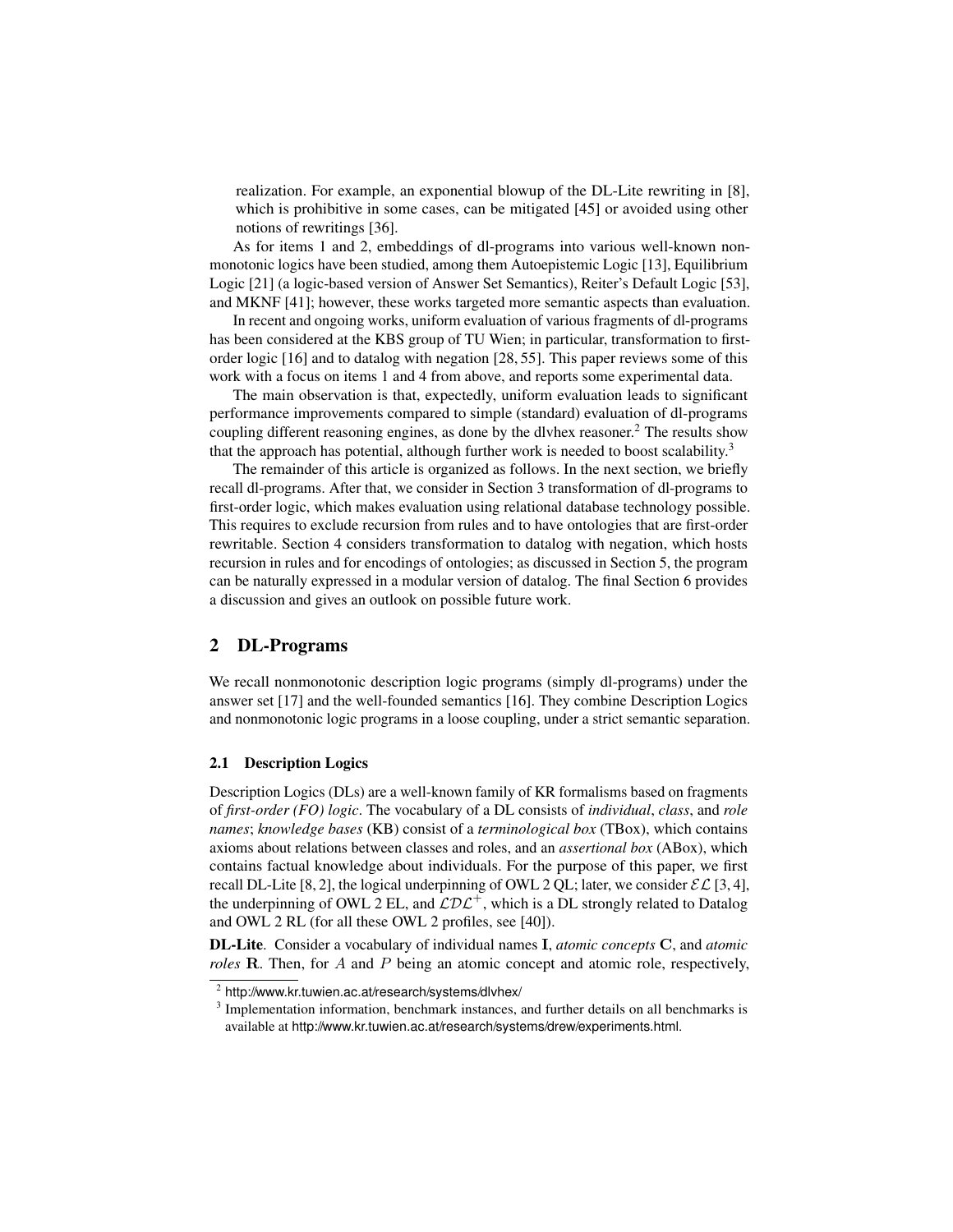realization. For example, an exponential blowup of the DL-Lite rewriting in [8], which is prohibitive in some cases, can be mitigated [45] or avoided using other notions of rewritings [36].

As for items 1 and 2, embeddings of dl-programs into various well-known nonmonotonic logics have been studied, among them Autoepistemic Logic [13], Equilibrium Logic [21] (a logic-based version of Answer Set Semantics), Reiter's Default Logic [53], and MKNF [41]; however, these works targeted more semantic aspects than evaluation.

In recent and ongoing works, uniform evaluation of various fragments of dl-programs has been considered at the KBS group of TU Wien; in particular, transformation to first-order logic [16] and to datalog with negation [28, 55]. This paper reviews some of this work with a focus on items 1 and 4 from above, and reports some experimental data.

The main observation is that, expectedly, uniform evaluation leads to significant performance improvements compared to simple (standard) evaluation of dl-programs coupling different reasoning engines, as done by the dlvhex reasoner.[2] The results show that the approach has potential, although further work is needed to boost scalability.[3]

The remainder of this article is organized as follows. In the next section, we briefly recall dl-programs. After that, we consider in Section 3 transformation of dl-programs to first-order logic, which makes evaluation using relational database technology possible. This requires to exclude recursion from rules and to have ontologies that are first-order rewritable. Section 4 considers transformation to datalog with negation, which hosts recursion in rules and for encodings of ontologies; as discussed in Section 5, the program can be naturally expressed in a modular version of datalog. The final Section 6 provides a discussion and gives an outlook on possible future work.

## 2 DL-Programs

We recall nonmonotonic description logic programs (simply dl-programs) under the answer set [17] and the well-founded semantics [16]. They combine Description Logics and nonmonotonic logic programs in a loose coupling, under a strict semantic separation.

### 2.1 Description Logics

Description Logics (DLs) are a well-known family of KR formalisms based on fragments of *first-order (FO) logic*. The vocabulary of a DL consists of *individual*, *class*, and *role names*; *knowledge bases* (KB) consist of a *terminological box* (TBox), which contains axioms about relations between classes and roles, and an *assertional box* (ABox), which contains factual knowledge about individuals. For the purpose of this paper, we first recall DL-Lite [8, 2], the logical underpinning of OWL 2 QL; later, we consider $\mathcal{EL}$ [3, 4], the underpinning of OWL 2 EL, and $\mathcal{LDL}^{+}$, which is a DL strongly related to Datalog and OWL 2 RL (for all these OWL 2 profiles, see [40]).

**DL-Lite**. Consider a vocabulary of individual names $\mathbf{I}$, *atomic concepts* $\mathbf{C}$, and *atomic roles* $\mathbf{R}$. Then, for $A$ and $P$ being an atomic concept and atomic role, respectively,

[2] http://www.kr.tuwien.ac.at/research/systems/dlvhex/

[3] Implementation information, benchmark instances, and further details on all benchmarks is available at http://www.kr.tuwien.ac.at/research/systems/drew/experiments.html.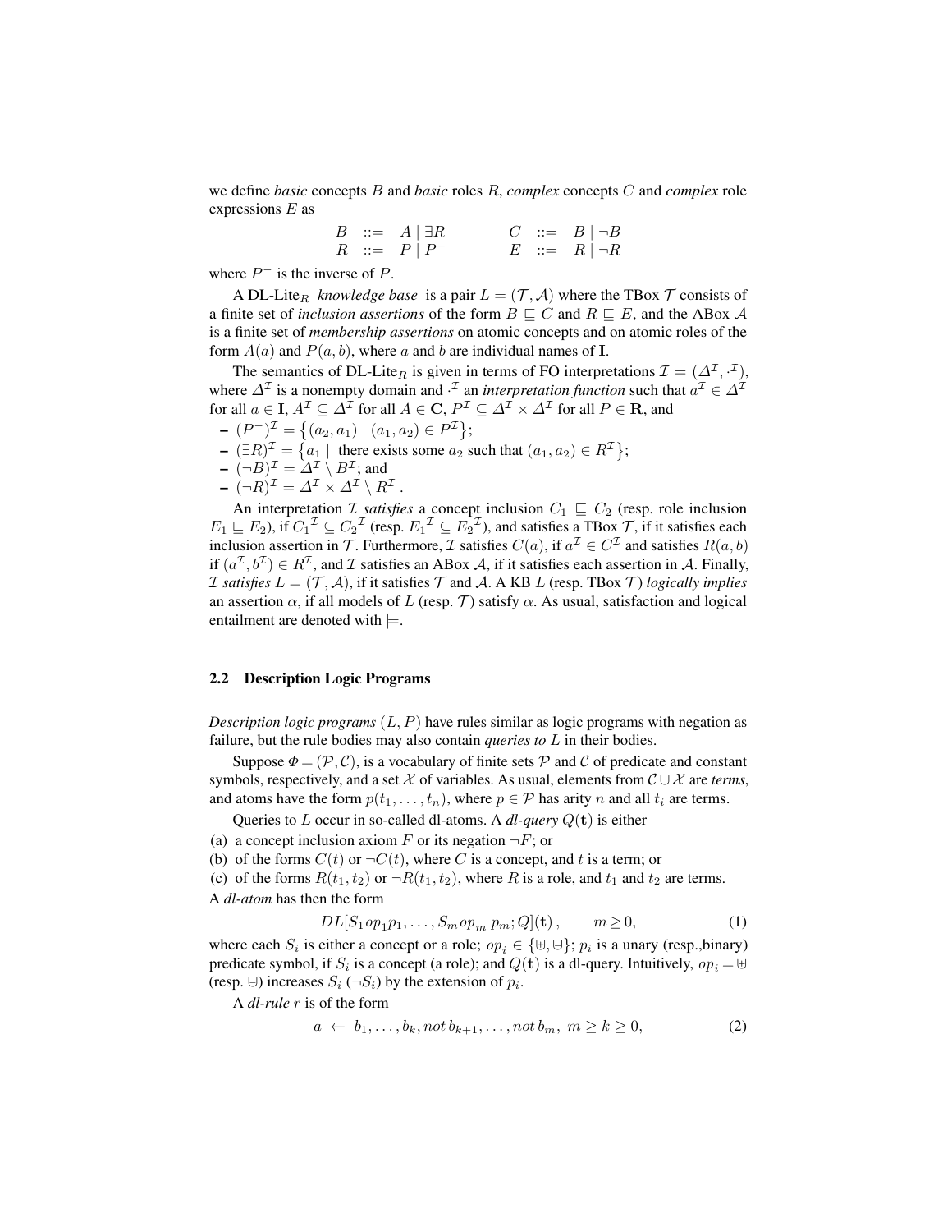we define *basic* concepts $B$ and *basic* roles $R$, *complex* concepts $C$ and *complex* role expressions $E$ as

$$\begin{array}{rclcrcl} B & ::= & A \mid \exists R & \qquad & C & ::= & B \mid \neg B \\ R & ::= & P \mid P^- & \qquad & E & ::= & R \mid \neg R \end{array}$$

where $P^-$ is the inverse of $P$.

A DL-Lite$_R$ *knowledge base* is a pair $L = (\mathcal{T}, \mathcal{A})$ where the TBox $\mathcal{T}$ consists of a finite set of *inclusion assertions* of the form $B \sqsubseteq C$ and $R \sqsubseteq E$, and the ABox $\mathcal{A}$ is a finite set of *membership assertions* on atomic concepts and on atomic roles of the form $A(a)$ and $P(a, b)$, where $a$ and $b$ are individual names of $\mathbf{I}$.

The semantics of DL-Lite$_R$ is given in terms of FO interpretations $\mathcal{I} = (\Delta^{\mathcal{I}}, \cdot^{\mathcal{I}})$, where $\Delta^{\mathcal{I}}$ is a nonempty domain and $\cdot^{\mathcal{I}}$ an *interpretation function* such that $a^{\mathcal{I}} \in \Delta^{\mathcal{I}}$ for all $a \in \mathbf{I}$, $A^{\mathcal{I}} \subseteq \Delta^{\mathcal{I}}$ for all $A \in \mathbf{C}$, $P^{\mathcal{I}} \subseteq \Delta^{\mathcal{I}} \times \Delta^{\mathcal{I}}$ for all $P \in \mathbf{R}$, and

- $(P^-)^{\mathcal{I}} = \{(a_2, a_1) \mid (a_1, a_2) \in P^{\mathcal{I}}\}$;
- $(\exists R)^{\mathcal{I}} = \{a_1 \mid \text{ there exists some } a_2 \text{ such that } (a_1, a_2) \in R^{\mathcal{I}}\}$;
- $(\neg B)^{\mathcal{I}} = \Delta^{\mathcal{I}} \setminus B^{\mathcal{I}}$; and
- $(\neg R)^{\mathcal{I}} = \Delta^{\mathcal{I}} \times \Delta^{\mathcal{I}} \setminus R^{\mathcal{I}}$.

An interpretation $\mathcal{I}$ *satisfies* a concept inclusion $C_1 \sqsubseteq C_2$ (resp. role inclusion $E_1 \sqsubseteq E_2$), if ${C_1}^{\mathcal{I}} \subseteq {C_2}^{\mathcal{I}}$ (resp. ${E_1}^{\mathcal{I}} \subseteq {E_2}^{\mathcal{I}}$), and satisfies a TBox $\mathcal{T}$, if it satisfies each inclusion assertion in $\mathcal{T}$. Furthermore, $\mathcal{I}$ satisfies $C(a)$, if $a^{\mathcal{I}} \in C^{\mathcal{I}}$ and satisfies $R(a, b)$ if $(a^{\mathcal{I}}, b^{\mathcal{I}}) \in R^{\mathcal{I}}$, and $\mathcal{I}$ satisfies an ABox $\mathcal{A}$, if it satisfies each assertion in $\mathcal{A}$. Finally, $\mathcal{I}$ *satisfies* $L = (\mathcal{T}, \mathcal{A})$, if it satisfies $\mathcal{T}$ and $\mathcal{A}$. A KB $L$ (resp. TBox $\mathcal{T}$) *logically implies* an assertion $\alpha$, if all models of $L$ (resp. $\mathcal{T}$) satisfy $\alpha$. As usual, satisfaction and logical entailment are denoted with $\models$.

### 2.2 Description Logic Programs

*Description logic programs* $(L, P)$ have rules similar as logic programs with negation as failure, but the rule bodies may also contain *queries to* $L$ in their bodies.

Suppose $\Phi = (\mathcal{P}, \mathcal{C})$, is a vocabulary of finite sets $\mathcal{P}$ and $\mathcal{C}$ of predicate and constant symbols, respectively, and a set $\mathcal{X}$ of variables. As usual, elements from $\mathcal{C} \cup \mathcal{X}$ are *terms*, and atoms have the form $p(t_1, \ldots, t_n)$, where $p \in \mathcal{P}$ has arity $n$ and all $t_i$ are terms.

Queries to $L$ occur in so-called dl-atoms. A *dl-query* $Q(\mathbf{t})$ is either

(a) a concept inclusion axiom $F$ or its negation $\neg F$; or
(b) of the forms $C(t)$ or $\neg C(t)$, where $C$ is a concept, and $t$ is a term; or
(c) of the forms $R(t_1, t_2)$ or $\neg R(t_1, t_2)$, where $R$ is a role, and $t_1$ and $t_2$ are terms.

A *dl-atom* has then the form

$$DL[S_1 \, op_1 p_1, \ldots, S_m \, op_m \, p_m; Q](\mathbf{t}) \,, \qquad m \geq 0, \tag{1}$$

where each $S_i$ is either a concept or a role; $op_i \in \{\uplus, \cup\!\!\!\!-\}$; $p_i$ is a unary (resp.,binary) predicate symbol, if $S_i$ is a concept (a role); and $Q(\mathbf{t})$ is a dl-query. Intuitively, $op_i = \uplus$ (resp. $\cup\!\!\!\!-$) increases $S_i$ ($\neg S_i$) by the extension of $p_i$.

A *dl-rule* $r$ is of the form

$$a \leftarrow b_1, \ldots, b_k, not \, b_{k+1}, \ldots, not \, b_m, \; m \geq k \geq 0, \tag{2}$$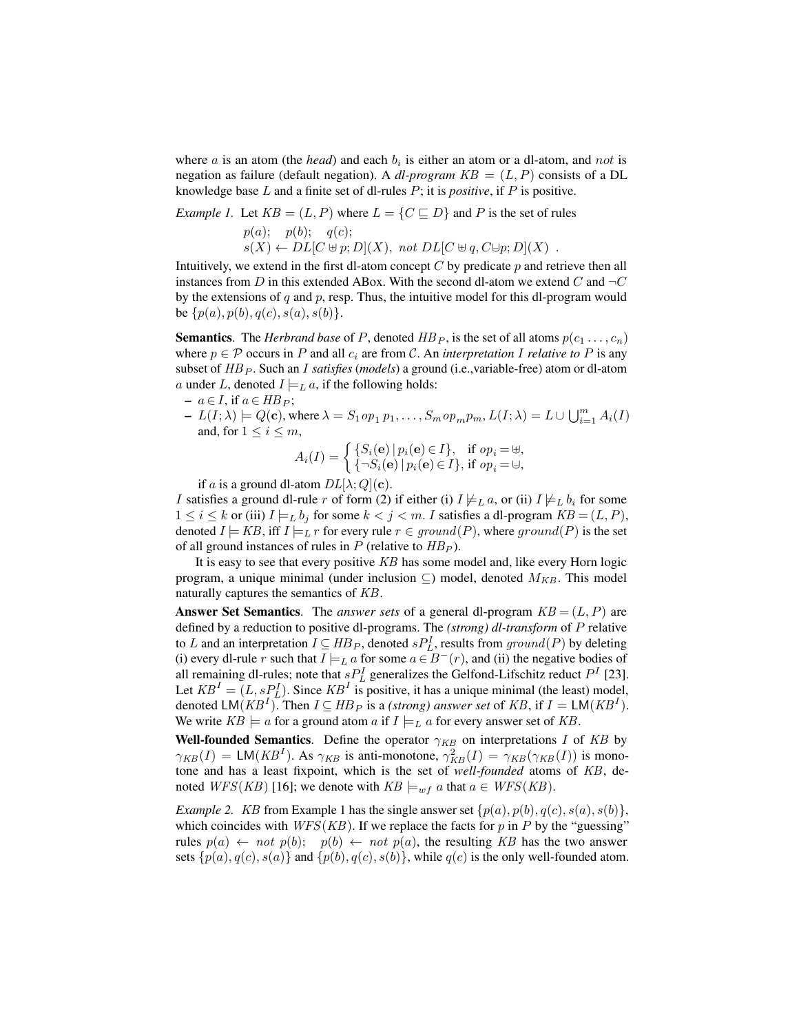where $a$ is an atom (the *head*) and each $b_i$ is either an atom or a dl-atom, and $not$ is negation as failure (default negation). A *dl-program* $KB = (L, P)$ consists of a DL knowledge base $L$ and a finite set of dl-rules $P$; it is *positive*, if $P$ is positive.

*Example 1.* Let $KB = (L, P)$ where $L = \{C \sqsubseteq D\}$ and $P$ is the set of rules

$$p(a); \quad p(b); \quad q(c);$$
$$s(X) \leftarrow DL[C \uplus p; D](X),\ not\ DL[C \uplus q, C \cup\!\!\!-\, p; D](X)\ .$$

Intuitively, we extend in the first dl-atom concept $C$ by predicate $p$ and retrieve then all instances from $D$ in this extended ABox. With the second dl-atom we extend $C$ and $\neg C$ by the extensions of $q$ and $p$, resp. Thus, the intuitive model for this dl-program would be $\{p(a), p(b), q(c), s(a), s(b)\}$.

**Semantics**. The *Herbrand base* of $P$, denoted $HB_P$, is the set of all atoms $p(c_1 \ldots, c_n)$ where $p \in \mathcal{P}$ occurs in $P$ and all $c_i$ are from $\mathcal{C}$. An *interpretation* $I$ *relative to* $P$ is any subset of $HB_P$. Such an $I$ *satisfies* (*models*) a ground (i.e.,variable-free) atom or dl-atom $a$ under $L$, denoted $I \models_L a$, if the following holds:

- $a \in I$, if $a \in HB_P$;
- $L(I; \lambda) \models Q(\mathbf{c})$, where $\lambda = S_1\, op_1\, p_1, \ldots, S_m\, op_m p_m$, $L(I; \lambda) = L \cup \bigcup_{i=1}^{m} A_i(I)$ and, for $1 \leq i \leq m$,

$$A_i(I) = \begin{cases} \{S_i(\mathbf{e}) \mid p_i(\mathbf{e}) \in I\}, & \text{if } op_i = \uplus, \\ \{\neg S_i(\mathbf{e}) \mid p_i(\mathbf{e}) \in I\}, & \text{if } op_i = \cup\!\!\!-, \end{cases}$$

  if $a$ is a ground dl-atom $DL[\lambda; Q](\mathbf{c})$.

$I$ satisfies a ground dl-rule $r$ of form (2) if either (i) $I \not\models_L a$, or (ii) $I \not\models_L b_i$ for some $1 \leq i \leq k$ or (iii) $I \models_L b_j$ for some $k < j < m$. $I$ satisfies a dl-program $KB = (L, P)$, denoted $I \models KB$, iff $I \models_L r$ for every rule $r \in ground(P)$, where $ground(P)$ is the set of all ground instances of rules in $P$ (relative to $HB_P$).

It is easy to see that every positive $KB$ has some model and, like every Horn logic program, a unique minimal (under inclusion $\subseteq$) model, denoted $M_{KB}$. This model naturally captures the semantics of $KB$.

**Answer Set Semantics**. The *answer sets* of a general dl-program $KB = (L, P)$ are defined by a reduction to positive dl-programs. The *(strong) dl-transform* of $P$ relative to $L$ and an interpretation $I \subseteq HB_P$, denoted $sP_L^I$, results from $ground(P)$ by deleting (i) every dl-rule $r$ such that $I \models_L a$ for some $a \in B^-(r)$, and (ii) the negative bodies of all remaining dl-rules; note that $sP_L^I$ generalizes the Gelfond-Lifschitz reduct $P^I$ [23]. Let $KB^I = (L, sP_L^I)$. Since $KB^I$ is positive, it has a unique minimal (the least) model, denoted $\mathsf{LM}(KB^I)$. Then $I \subseteq HB_P$ is a *(strong) answer set* of $KB$, if $I = \mathsf{LM}(KB^I)$. We write $KB \models a$ for a ground atom $a$ if $I \models_L a$ for every answer set of $KB$.

**Well-founded Semantics**. Define the operator $\gamma_{KB}$ on interpretations $I$ of $KB$ by $\gamma_{KB}(I) = \mathsf{LM}(KB^I)$. As $\gamma_{KB}$ is anti-monotone, $\gamma_{KB}^2(I) = \gamma_{KB}(\gamma_{KB}(I))$ is monotone and has a least fixpoint, which is the set of *well-founded* atoms of $KB$, denoted $WFS(KB)$ [16]; we denote with $KB \models_{wf} a$ that $a \in WFS(KB)$.

*Example 2.* $KB$ from Example 1 has the single answer set $\{p(a), p(b), q(c), s(a), s(b)\}$, which coincides with $WFS(KB)$. If we replace the facts for $p$ in $P$ by the "guessing" rules $p(a) \leftarrow not\ p(b)$; $\quad p(b) \leftarrow not\ p(a)$, the resulting $KB$ has the two answer sets $\{p(a), q(c), s(a)\}$ and $\{p(b), q(c), s(b)\}$, while $q(c)$ is the only well-founded atom.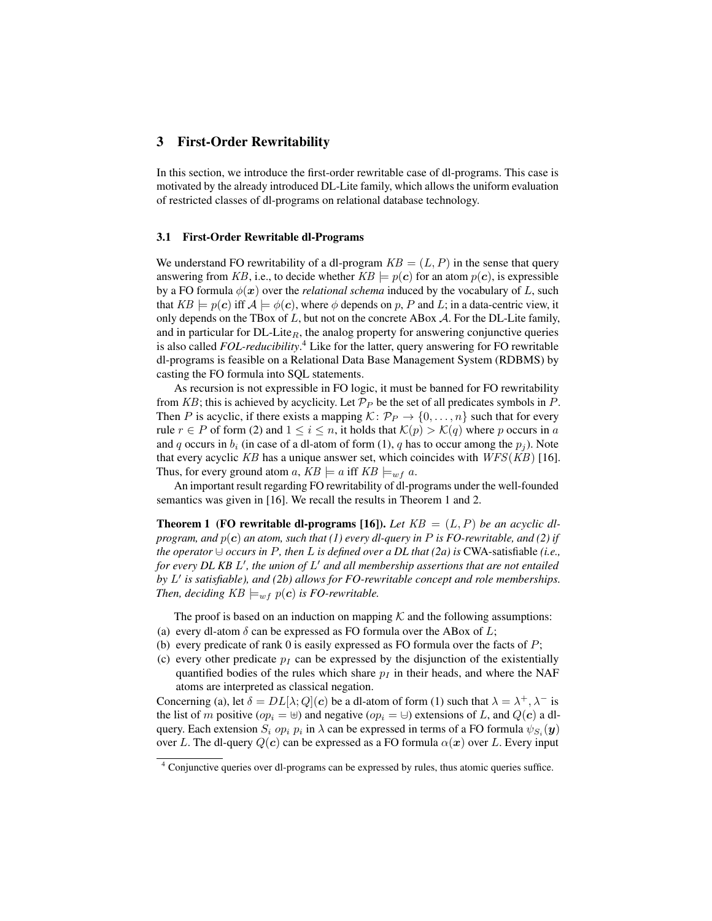## 3 First-Order Rewritability

In this section, we introduce the first-order rewritable case of dl-programs. This case is motivated by the already introduced DL-Lite family, which allows the uniform evaluation of restricted classes of dl-programs on relational database technology.

### 3.1 First-Order Rewritable dl-Programs

We understand FO rewritability of a dl-program $KB = (L, P)$ in the sense that query answering from $KB$, i.e., to decide whether $KB \models p(\boldsymbol{c})$ for an atom $p(\boldsymbol{c})$, is expressible by a FO formula $\phi(\boldsymbol{x})$ over the *relational schema* induced by the vocabulary of $L$, such that $KB \models p(\boldsymbol{c})$ iff $\mathcal{A} \models \phi(\boldsymbol{c})$, where $\phi$ depends on $p$, $P$ and $L$; in a data-centric view, it only depends on the TBox of $L$, but not on the concrete ABox $\mathcal{A}$. For the DL-Lite family, and in particular for DL-Lite$_R$, the analog property for answering conjunctive queries is also called *FOL-reducibility*.[4] Like for the latter, query answering for FO rewritable dl-programs is feasible on a Relational Data Base Management System (RDBMS) by casting the FO formula into SQL statements.

As recursion is not expressible in FO logic, it must be banned for FO rewritability from $KB$; this is achieved by acyclicity. Let $\mathcal{P}_P$ be the set of all predicates symbols in $P$. Then $P$ is acyclic, if there exists a mapping $\mathcal{K} \colon \mathcal{P}_P \to \{0, \ldots, n\}$ such that for every rule $r \in P$ of form (2) and $1 \le i \le n$, it holds that $\mathcal{K}(p) > \mathcal{K}(q)$ where $p$ occurs in $a$ and $q$ occurs in $b_i$ (in case of a dl-atom of form (1), $q$ has to occur among the $p_j$). Note that every acyclic $KB$ has a unique answer set, which coincides with $WFS(KB)$ [16]. Thus, for every ground atom $a$, $KB \models a$ iff $KB \models_{wf} a$.

An important result regarding FO rewritability of dl-programs under the well-founded semantics was given in [16]. We recall the results in Theorem 1 and 2.

**Theorem 1 (FO rewritable dl-programs [16]).** *Let $KB = (L, P)$ be an acyclic dl-program, and $p(\boldsymbol{c})$ an atom, such that (1) every dl-query in $P$ is FO-rewritable, and (2) if the operator $\cup\!\!\!-$ occurs in $P$, then $L$ is defined over a DL that (2a) is* CWA-satisfiable *(i.e., for every DL KB $L'$, the union of $L'$ and all membership assertions that are not entailed by $L'$ is satisfiable), and (2b) allows for FO-rewritable concept and role memberships. Then, deciding $KB \models_{wf} p(\boldsymbol{c})$ is FO-rewritable.*

The proof is based on an induction on mapping $\mathcal{K}$ and the following assumptions:

(a) every dl-atom $\delta$ can be expressed as FO formula over the ABox of $L$;
(b) every predicate of rank 0 is easily expressed as FO formula over the facts of $P$;
(c) every other predicate $p_I$ can be expressed by the disjunction of the existentially quantified bodies of the rules which share $p_I$ in their heads, and where the NAF atoms are interpreted as classical negation.

Concerning (a), let $\delta = DL[\lambda; Q](\boldsymbol{c})$ be a dl-atom of form (1) such that $\lambda = \lambda^+, \lambda^-$ is the list of $m$ positive ($op_i = \uplus$) and negative ($op_i = \cup\!\!\!-$) extensions of $L$, and $Q(\boldsymbol{c})$ a dl-query. Each extension $S_i \; op_i \; p_i$ in $\lambda$ can be expressed in terms of a FO formula $\psi_{S_i}(\boldsymbol{y})$ over $L$. The dl-query $Q(\boldsymbol{c})$ can be expressed as a FO formula $\alpha(\boldsymbol{x})$ over $L$. Every input

[4] Conjunctive queries over dl-programs can be expressed by rules, thus atomic queries suffice.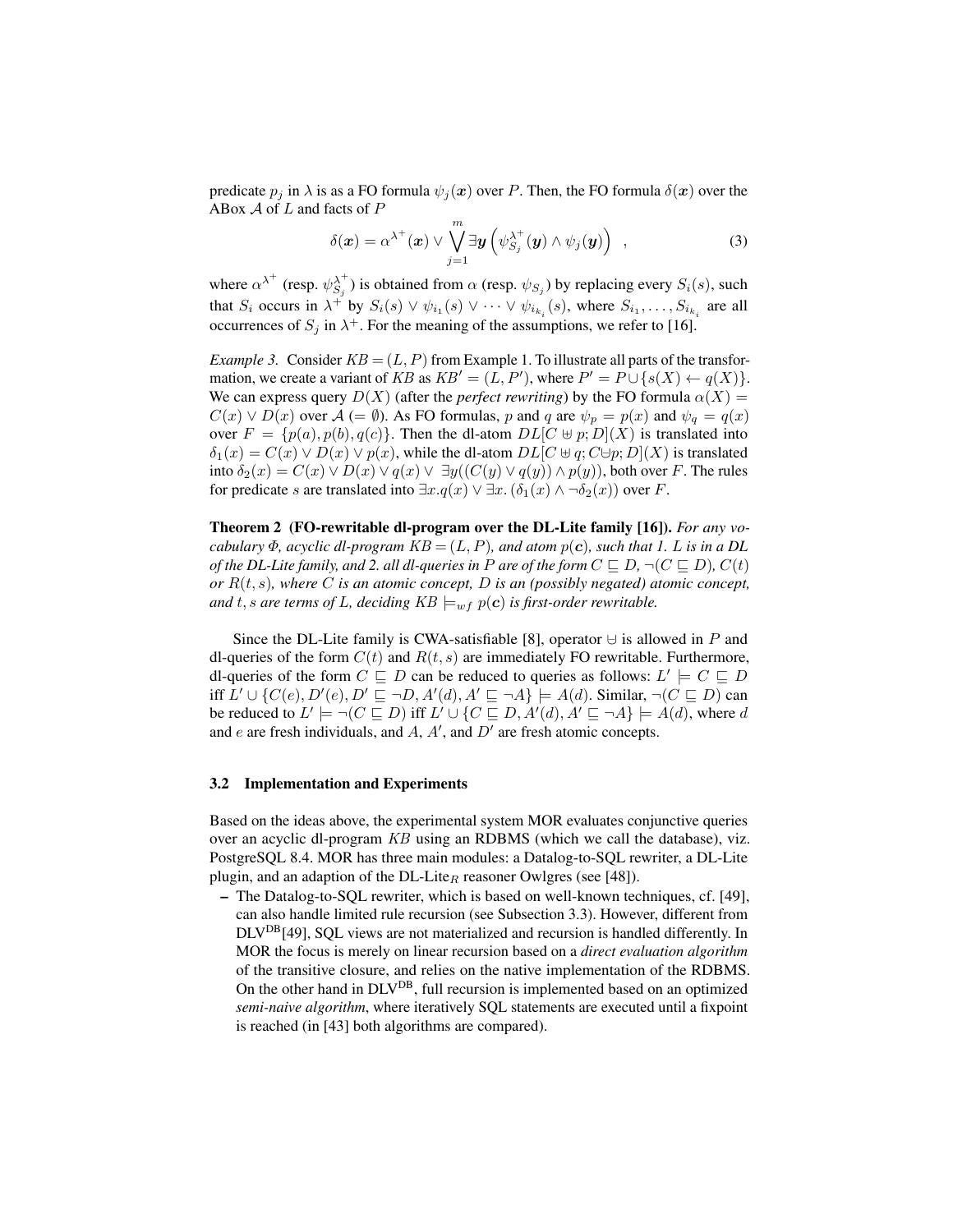predicate $p_j$ in $\lambda$ is as a FO formula $\psi_j(\boldsymbol{x})$ over $P$. Then, the FO formula $\delta(\boldsymbol{x})$ over the ABox $\mathcal{A}$ of $L$ and facts of $P$

$$\delta(\boldsymbol{x}) = \alpha^{\lambda^+}(\boldsymbol{x}) \vee \bigvee_{j=1}^{m} \exists \boldsymbol{y} \left( \psi_{S_j}^{\lambda^+}(\boldsymbol{y}) \wedge \psi_j(\boldsymbol{y}) \right) \quad , \tag{3}$$

where $\alpha^{\lambda^+}$ (resp. $\psi_{S_j}^{\lambda^+}$) is obtained from $\alpha$ (resp. $\psi_{S_j}$) by replacing every $S_i(s)$, such that $S_i$ occurs in $\lambda^+$ by $S_i(s) \vee \psi_{i_1}(s) \vee \cdots \vee \psi_{i_{k_i}}(s)$, where $S_{i_1}, \ldots, S_{i_{k_i}}$ are all occurrences of $S_j$ in $\lambda^+$. For the meaning of the assumptions, we refer to [16].

*Example 3.* Consider $KB = (L, P)$ from Example 1. To illustrate all parts of the transformation, we create a variant of $KB$ as $KB' = (L, P')$, where $P' = P \cup \{s(X) \leftarrow q(X)\}$. We can express query $D(X)$ (after the *perfect rewriting*) by the FO formula $\alpha(X) = C(x) \vee D(x)$ over $\mathcal{A}$ ($= \emptyset$). As FO formulas, $p$ and $q$ are $\psi_p = p(x)$ and $\psi_q = q(x)$ over $F = \{p(a), p(b), q(c)\}$. Then the dl-atom $DL[C \uplus p; D](X)$ is translated into $\delta_1(x) = C(x) \vee D(x) \vee p(x)$, while the dl-atom $DL[C \uplus q; C \uplus p; D](X)$ is translated into $\delta_2(x) = C(x) \vee D(x) \vee q(x) \vee \exists y((C(y) \vee q(y)) \wedge p(y))$, both over $F$. The rules for predicate $s$ are translated into $\exists x.q(x) \vee \exists x.\, (\delta_1(x) \wedge \neg\delta_2(x))$ over $F$.

**Theorem 2 (FO-rewritable dl-program over the DL-Lite family [16]).** *For any vocabulary $\Phi$, acyclic dl-program $KB = (L, P)$, and atom $p(\boldsymbol{c})$, such that 1. $L$ is in a DL of the DL-Lite family, and 2. all dl-queries in $P$ are of the form $C \sqsubseteq D$, $\neg(C \sqsubseteq D)$, $C(t)$ or $R(t, s)$, where $C$ is an atomic concept, $D$ is an (possibly negated) atomic concept, and $t, s$ are terms of L, deciding $KB \models_{wf} p(\boldsymbol{c})$ is first-order rewritable.*

Since the DL-Lite family is CWA-satisfiable [8], operator $\uplus$ is allowed in $P$ and dl-queries of the form $C(t)$ and $R(t, s)$ are immediately FO rewritable. Furthermore, dl-queries of the form $C \sqsubseteq D$ can be reduced to queries as follows: $L' \models C \sqsubseteq D$ iff $L' \cup \{C(e), D'(e), D' \sqsubseteq \neg D, A'(d), A' \sqsubseteq \neg A\} \models A(d)$. Similar, $\neg(C \sqsubseteq D)$ can be reduced to $L' \models \neg(C \sqsubseteq D)$ iff $L' \cup \{C \sqsubseteq D, A'(d), A' \sqsubseteq \neg A\} \models A(d)$, where $d$ and $e$ are fresh individuals, and $A$, $A'$, and $D'$ are fresh atomic concepts.

### 3.2 Implementation and Experiments

Based on the ideas above, the experimental system MOR evaluates conjunctive queries over an acyclic dl-program $KB$ using an RDBMS (which we call the database), viz. PostgreSQL 8.4. MOR has three main modules: a Datalog-to-SQL rewriter, a DL-Lite plugin, and an adaption of the DL-Lite$_R$ reasoner Owlgres (see [48]).

- The Datalog-to-SQL rewriter, which is based on well-known techniques, cf. [49], can also handle limited rule recursion (see Subsection 3.3). However, different from DLV$^{\text{DB}}$[49], SQL views are not materialized and recursion is handled differently. In MOR the focus is merely on linear recursion based on a *direct evaluation algorithm* of the transitive closure, and relies on the native implementation of the RDBMS. On the other hand in DLV$^{\text{DB}}$, full recursion is implemented based on an optimized *semi-naive algorithm*, where iteratively SQL statements are executed until a fixpoint is reached (in [43] both algorithms are compared).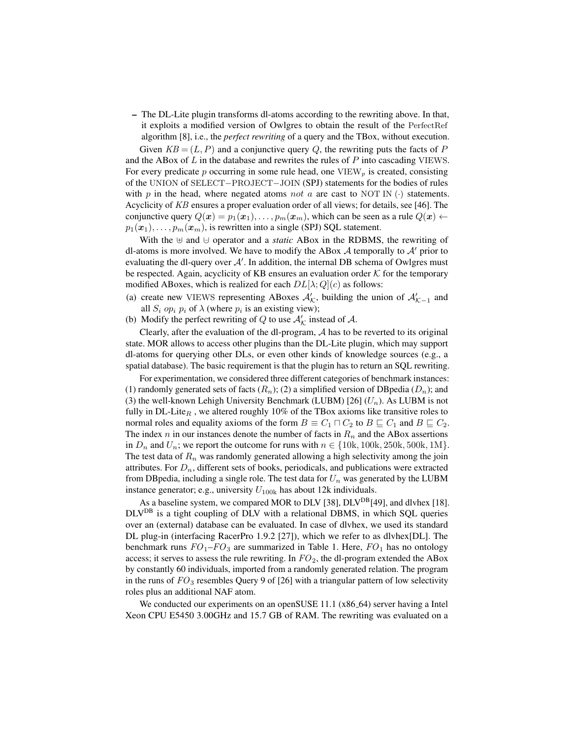- The DL-Lite plugin transforms dl-atoms according to the rewriting above. In that, it exploits a modified version of Owlgres to obtain the result of the PerfectRef algorithm [8], i.e., the *perfect rewriting* of a query and the TBox, without execution.

Given $KB = (L, P)$ and a conjunctive query $Q$, the rewriting puts the facts of $P$ and the ABox of $L$ in the database and rewrites the rules of $P$ into cascading VIEWS. For every predicate $p$ occurring in some rule head, one $\text{VIEW}_p$ is created, consisting of the UNION of SELECT−PROJECT−JOIN (**SPJ**) statements for the bodies of rules with $p$ in the head, where negated atoms *not* $a$ are cast to NOT IN $(\cdot)$ statements. Acyclicity of $KB$ ensures a proper evaluation order of all views; for details, see [46]. The conjunctive query $Q(\boldsymbol{x}) = p_1(\boldsymbol{x}_1), \ldots, p_m(\boldsymbol{x}_m)$, which can be seen as a rule $Q(\boldsymbol{x}) \leftarrow p_1(\boldsymbol{x}_1), \ldots, p_m(\boldsymbol{x}_m)$, is rewritten into a single (SPJ) SQL statement.

With the $\uplus$ and $\cup$ operator and a *static* ABox in the RDBMS, the rewriting of dl-atoms is more involved. We have to modify the ABox $\mathcal{A}$ temporally to $\mathcal{A}'$ prior to evaluating the dl-query over $\mathcal{A}'$. In addition, the internal DB schema of Owlgres must be respected. Again, acyclicity of KB ensures an evaluation order $\mathcal{K}$ for the temporary modified ABoxes, which is realized for each $DL[\lambda; Q](c)$ as follows:

(a) create new VIEWS representing ABoxes $\mathcal{A}'_{\mathcal{K}}$, building the union of $\mathcal{A}'_{\mathcal{K}-1}$ and all $S_i \; op_i \; p_i$ of $\lambda$ (where $p_i$ is an existing view);
(b) Modify the perfect rewriting of $Q$ to use $\mathcal{A}'_{\mathcal{K}}$ instead of $\mathcal{A}$.

Clearly, after the evaluation of the dl-program, $\mathcal{A}$ has to be reverted to its original state. MOR allows to access other plugins than the DL-Lite plugin, which may support dl-atoms for querying other DLs, or even other kinds of knowledge sources (e.g., a spatial database). The basic requirement is that the plugin has to return an SQL rewriting.

For experimentation, we considered three different categories of benchmark instances: (1) randomly generated sets of facts ($R_n$); (2) a simplified version of DBpedia ($D_n$); and (3) the well-known Lehigh University Benchmark (LUBM) [26] ($U_n$). As LUBM is not fully in DL-Lite$_R$ , we altered roughly 10% of the TBox axioms like transitive roles to normal roles and equality axioms of the form $B \equiv C_1 \sqcap C_2$ to $B \sqsubseteq C_1$ and $B \sqsubseteq C_2$. The index $n$ in our instances denote the number of facts in $R_n$ and the ABox assertions in $D_n$ and $U_n$; we report the outcome for runs with $n \in \{10\text{k}, 100\text{k}, 250\text{k}, 500\text{k}, 1\text{M}\}$. The test data of $R_n$ was randomly generated allowing a high selectivity among the join attributes. For $D_n$, different sets of books, periodicals, and publications were extracted from DBpedia, including a single role. The test data for $U_n$ was generated by the LUBM instance generator; e.g., university $U_{100\text{k}}$ has about 12k individuals.

As a baseline system, we compared MOR to DLV [38], DLV$^{\text{DB}}$[49], and dlvhex [18]. DLV$^{\text{DB}}$ is a tight coupling of DLV with a relational DBMS, in which SQL queries over an (external) database can be evaluated. In case of dlvhex, we used its standard DL plug-in (interfacing RacerPro 1.9.2 [27]), which we refer to as dlvhex[DL]. The benchmark runs $FO_1$–$FO_3$ are summarized in Table 1. Here, $FO_1$ has no ontology access; it serves to assess the rule rewriting. In $FO_2$, the dl-program extended the ABox by constantly 60 individuals, imported from a randomly generated relation. The program in the runs of $FO_3$ resembles Query 9 of [26] with a triangular pattern of low selectivity roles plus an additional NAF atom.

We conducted our experiments on an openSUSE 11.1 (x86_64) server having a Intel Xeon CPU E5450 3.00GHz and 15.7 GB of RAM. The rewriting was evaluated on a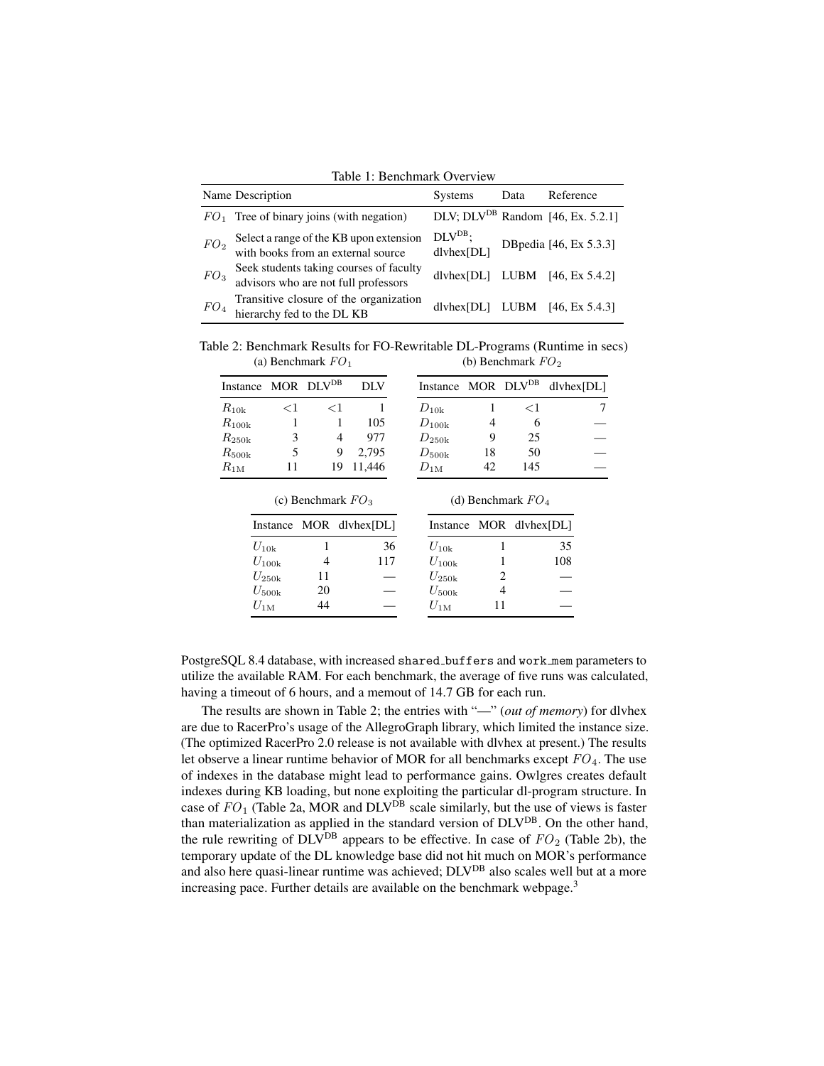Table 1: Benchmark Overview

| Name | Description | Systems | Data | Reference |
|---|---|---|---|---|
| $FO_1$ | Tree of binary joins (with negation) | DLV; DLV$^{\text{DB}}$ | Random | [46, Ex. 5.2.1] |
| $FO_2$ | Select a range of the KB upon extension with books from an external source | DLV$^{\text{DB}}$; dlvhex[DL] | DBpedia | [46, Ex 5.3.3] |
| $FO_3$ | Seek students taking courses of faculty advisors who are not full professors | dlvhex[DL] | LUBM | [46, Ex 5.4.2] |
| $FO_4$ | Transitive closure of the organization hierarchy fed to the DL KB | dlvhex[DL] | LUBM | [46, Ex 5.4.3] |

Table 2: Benchmark Results for FO-Rewritable DL-Programs (Runtime in secs)

(a) Benchmark $FO_1$

| Instance | MOR | DLV$^{\text{DB}}$ | DLV |
|---|---|---|---|
| $R_{10\text{k}}$ | <1 | <1 | 1 |
| $R_{100\text{k}}$ | 1 | 1 | 105 |
| $R_{250\text{k}}$ | 3 | 4 | 977 |
| $R_{500\text{k}}$ | 5 | 9 | 2,795 |
| $R_{1\text{M}}$ | 11 | 19 | 11,446 |

(b) Benchmark $FO_2$

| Instance | MOR | DLV$^{\text{DB}}$ | dlvhex[DL] |
|---|---|---|---|
| $D_{10\text{k}}$ | 1 | <1 | 7 |
| $D_{100\text{k}}$ | 4 | 6 | — |
| $D_{250\text{k}}$ | 9 | 25 | — |
| $D_{500\text{k}}$ | 18 | 50 | — |
| $D_{1\text{M}}$ | 42 | 145 | — |

(c) Benchmark $FO_3$

| Instance | MOR | dlvhex[DL] |
|---|---|---|
| $U_{10\text{k}}$ | 1 | 36 |
| $U_{100\text{k}}$ | 4 | 117 |
| $U_{250\text{k}}$ | 11 | — |
| $U_{500\text{k}}$ | 20 | — |
| $U_{1\text{M}}$ | 44 | — |

(d) Benchmark $FO_4$

| Instance | MOR | dlvhex[DL] |
|---|---|---|
| $U_{10\text{k}}$ | 1 | 35 |
| $U_{100\text{k}}$ | 1 | 108 |
| $U_{250\text{k}}$ | 2 | — |
| $U_{500\text{k}}$ | 4 | — |
| $U_{1\text{M}}$ | 11 | — |

PostgreSQL 8.4 database, with increased `shared_buffers` and `work_mem` parameters to utilize the available RAM. For each benchmark, the average of five runs was calculated, having a timeout of 6 hours, and a memout of 14.7 GB for each run.

The results are shown in Table 2; the entries with "—" (*out of memory*) for dlvhex are due to RacerPro's usage of the AllegroGraph library, which limited the instance size. (The optimized RacerPro 2.0 release is not available with dlvhex at present.) The results let observe a linear runtime behavior of MOR for all benchmarks except $FO_4$. The use of indexes in the database might lead to performance gains. Owlgres creates default indexes during KB loading, but none exploiting the particular dl-program structure. In case of $FO_1$ (Table 2a, MOR and DLV$^{\text{DB}}$ scale similarly, but the use of views is faster than materialization as applied in the standard version of DLV$^{\text{DB}}$. On the other hand, the rule rewriting of DLV$^{\text{DB}}$ appears to be effective. In case of $FO_2$ (Table 2b), the temporary update of the DL knowledge base did not hit much on MOR's performance and also here quasi-linear runtime was achieved; DLV$^{\text{DB}}$ also scales well but at a more increasing pace. Further details are available on the benchmark webpage.[3]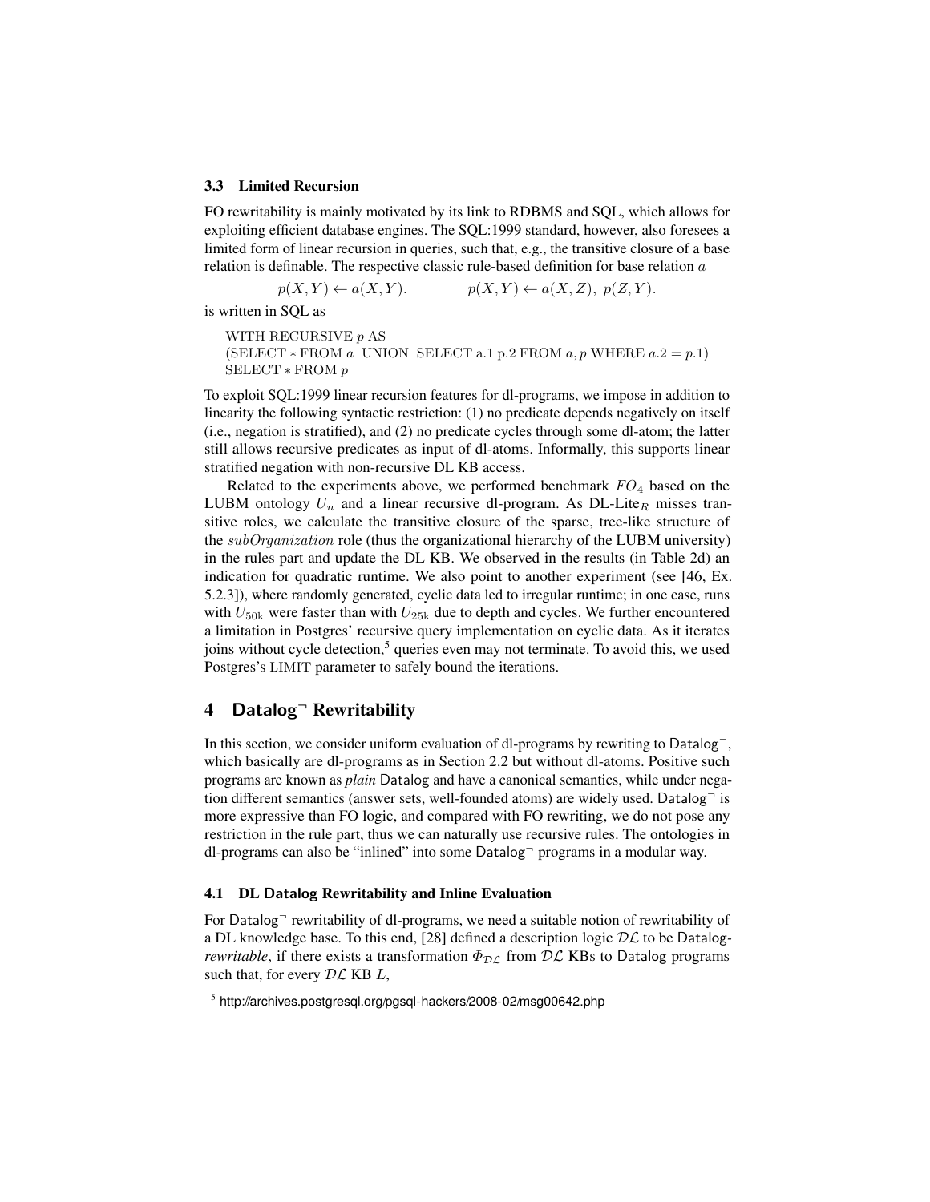### 3.3 Limited Recursion

FO rewritability is mainly motivated by its link to RDBMS and SQL, which allows for exploiting efficient database engines. The SQL:1999 standard, however, also foresees a limited form of linear recursion in queries, such that, e.g., the transitive closure of a base relation is definable. The respective classic rule-based definition for base relation $a$

$$p(X, Y) \leftarrow a(X, Y). \qquad\qquad p(X, Y) \leftarrow a(X, Z),\ p(Z, Y).$$

is written in SQL as

```
WITH RECURSIVE p AS
(SELECT * FROM a  UNION  SELECT a.1 p.2 FROM a, p WHERE a.2 = p.1)
SELECT * FROM p
```

To exploit SQL:1999 linear recursion features for dl-programs, we impose in addition to linearity the following syntactic restriction: (1) no predicate depends negatively on itself (i.e., negation is stratified), and (2) no predicate cycles through some dl-atom; the latter still allows recursive predicates as input of dl-atoms. Informally, this supports linear stratified negation with non-recursive DL KB access.

Related to the experiments above, we performed benchmark $FO_4$ based on the LUBM ontology $U_n$ and a linear recursive dl-program. As DL-Lite$_R$ misses transitive roles, we calculate the transitive closure of the sparse, tree-like structure of the $subOrganization$ role (thus the organizational hierarchy of the LUBM university) in the rules part and update the DL KB. We observed in the results (in Table 2d) an indication for quadratic runtime. We also point to another experiment (see [46, Ex. 5.2.3]), where randomly generated, cyclic data led to irregular runtime; in one case, runs with $U_{50\text{k}}$ were faster than with $U_{25\text{k}}$ due to depth and cycles. We further encountered a limitation in Postgres' recursive query implementation on cyclic data. As it iterates joins without cycle detection,[5] queries even may not terminate. To avoid this, we used Postgres's LIMIT parameter to safely bound the iterations.

## 4 Datalog$^\neg$ Rewritability

In this section, we consider uniform evaluation of dl-programs by rewriting to Datalog$^\neg$, which basically are dl-programs as in Section 2.2 but without dl-atoms. Positive such programs are known as *plain* Datalog and have a canonical semantics, while under negation different semantics (answer sets, well-founded atoms) are widely used. Datalog$^\neg$ is more expressive than FO logic, and compared with FO rewriting, we do not pose any restriction in the rule part, thus we can naturally use recursive rules. The ontologies in dl-programs can also be "inlined" into some Datalog$^\neg$ programs in a modular way.

### 4.1 DL Datalog Rewritability and Inline Evaluation

For Datalog$^\neg$ rewritability of dl-programs, we need a suitable notion of rewritability of a DL knowledge base. To this end, [28] defined a description logic $\mathcal{DL}$ to be Datalog-*rewritable*, if there exists a transformation $\Phi_{\mathcal{DL}}$ from $\mathcal{DL}$ KBs to Datalog programs such that, for every $\mathcal{DL}$ KB $L$,

[5] http://archives.postgresql.org/pgsql-hackers/2008-02/msg00642.php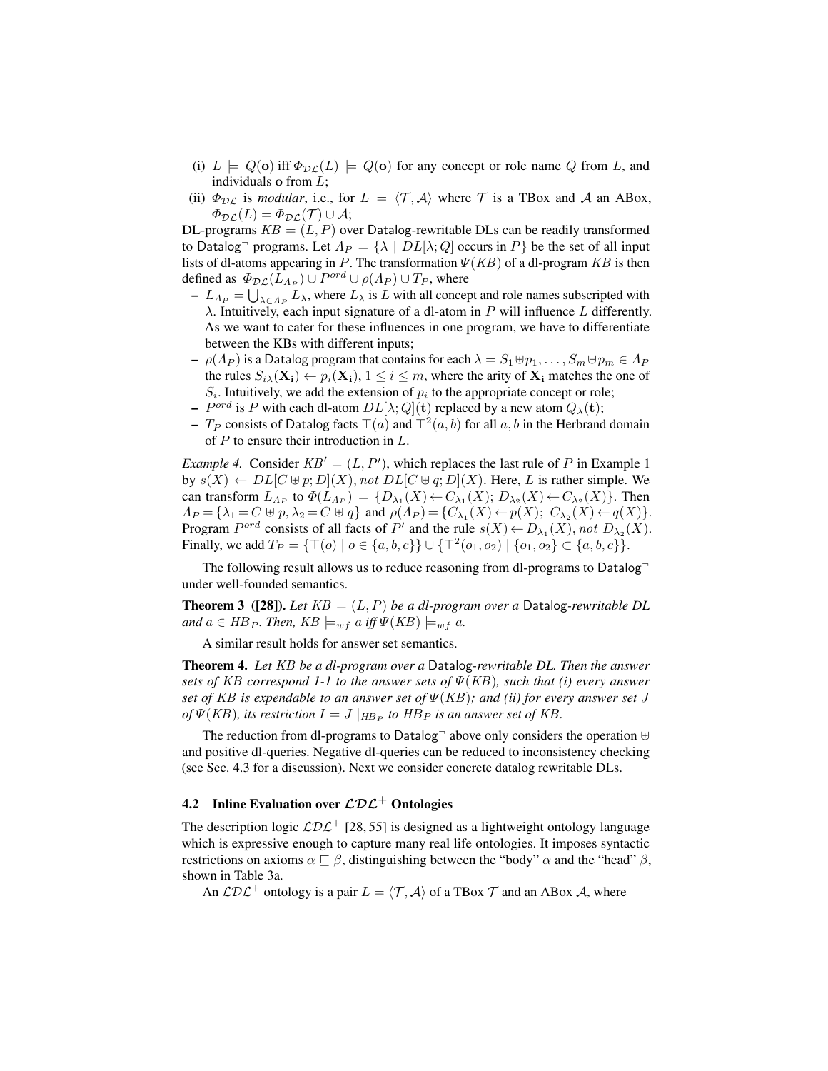(i) $L \models Q(\mathbf{o})$ iff $\Phi_{\mathcal{DL}}(L) \models Q(\mathbf{o})$ for any concept or role name $Q$ from $L$, and individuals $\mathbf{o}$ from $L$;

(ii) $\Phi_{\mathcal{DL}}$ is *modular*, i.e., for $L = \langle \mathcal{T}, \mathcal{A} \rangle$ where $\mathcal{T}$ is a TBox and $\mathcal{A}$ an ABox, $\Phi_{\mathcal{DL}}(L) = \Phi_{\mathcal{DL}}(\mathcal{T}) \cup \mathcal{A}$;

DL-programs $KB = (L, P)$ over Datalog-rewritable DLs can be readily transformed to Datalog$^\neg$ programs. Let $\Lambda_P = \{\lambda \mid DL[\lambda; Q] \text{ occurs in } P\}$ be the set of all input lists of dl-atoms appearing in $P$. The transformation $\Psi(KB)$ of a dl-program $KB$ is then defined as $\Phi_{\mathcal{DL}}(L_{\Lambda_P}) \cup P^{ord} \cup \rho(\Lambda_P) \cup T_P$, where

- $L_{\Lambda_P} = \bigcup_{\lambda \in \Lambda_P} L_\lambda$, where $L_\lambda$ is $L$ with all concept and role names subscripted with $\lambda$. Intuitively, each input signature of a dl-atom in $P$ will influence $L$ differently. As we want to cater for these influences in one program, we have to differentiate between the KBs with different inputs;
- $\rho(\Lambda_P)$ is a Datalog program that contains for each $\lambda = S_1 \uplus p_1, \ldots, S_m \uplus p_m \in \Lambda_P$ the rules $S_{i\lambda}(\mathbf{X_i}) \leftarrow p_i(\mathbf{X_i})$, $1 \leq i \leq m$, where the arity of $\mathbf{X_i}$ matches the one of $S_i$. Intuitively, we add the extension of $p_i$ to the appropriate concept or role;
- $P^{ord}$ is $P$ with each dl-atom $DL[\lambda; Q](\mathbf{t})$ replaced by a new atom $Q_\lambda(\mathbf{t})$;
- $T_P$ consists of Datalog facts $\top(a)$ and $\top^2(a, b)$ for all $a, b$ in the Herbrand domain of $P$ to ensure their introduction in $L$.

*Example 4.* Consider $KB' = (L, P')$, which replaces the last rule of $P$ in Example 1 by $s(X) \leftarrow DL[C \uplus p; D](X), \mathit{not}\ DL[C \uplus q; D](X)$. Here, $L$ is rather simple. We can transform $L_{\Lambda_P}$ to $\Phi(L_{\Lambda_P}) = \{D_{\lambda_1}(X) \leftarrow C_{\lambda_1}(X);\ D_{\lambda_2}(X) \leftarrow C_{\lambda_2}(X)\}$. Then $\Lambda_P = \{\lambda_1 = C \uplus p, \lambda_2 = C \uplus q\}$ and $\rho(\Lambda_P) = \{C_{\lambda_1}(X) \leftarrow p(X);\ C_{\lambda_2}(X) \leftarrow q(X)\}$. Program $P^{ord}$ consists of all facts of $P'$ and the rule $s(X) \leftarrow D_{\lambda_1}(X), \mathit{not}\ D_{\lambda_2}(X)$. Finally, we add $T_P = \{\top(o) \mid o \in \{a, b, c\}\} \cup \{\top^2(o_1, o_2) \mid \{o_1, o_2\} \subset \{a, b, c\}\}$.

The following result allows us to reduce reasoning from dl-programs to Datalog$^\neg$ under well-founded semantics.

**Theorem 3 ([28]).** *Let $KB = (L, P)$ be a dl-program over a* Datalog*-rewritable DL and $a \in HB_P$. Then, $KB \models_{wf} a$ iff $\Psi(KB) \models_{wf} a$.*

A similar result holds for answer set semantics.

**Theorem 4.** *Let $KB$ be a dl-program over a* Datalog*-rewritable DL. Then the answer sets of $KB$ correspond 1-1 to the answer sets of $\Psi(KB)$, such that (i) every answer set of $KB$ is expendable to an answer set of $\Psi(KB)$; and (ii) for every answer set $J$ of $\Psi(KB)$, its restriction $I = J\mid_{HB_P}$ to $HB_P$ is an answer set of $KB$.*

The reduction from dl-programs to Datalog$^\neg$ above only considers the operation $\uplus$ and positive dl-queries. Negative dl-queries can be reduced to inconsistency checking (see Sec. 4.3 for a discussion). Next we consider concrete datalog rewritable DLs.

### 4.2 Inline Evaluation over $\mathcal{LDL}^+$ Ontologies

The description logic $\mathcal{LDL}^+$ [28, 55] is designed as a lightweight ontology language which is expressive enough to capture many real life ontologies. It imposes syntactic restrictions on axioms $\alpha \sqsubseteq \beta$, distinguishing between the "body" $\alpha$ and the "head" $\beta$, shown in Table 3a.

An $\mathcal{LDL}^+$ ontology is a pair $L = \langle \mathcal{T}, \mathcal{A} \rangle$ of a TBox $\mathcal{T}$ and an ABox $\mathcal{A}$, where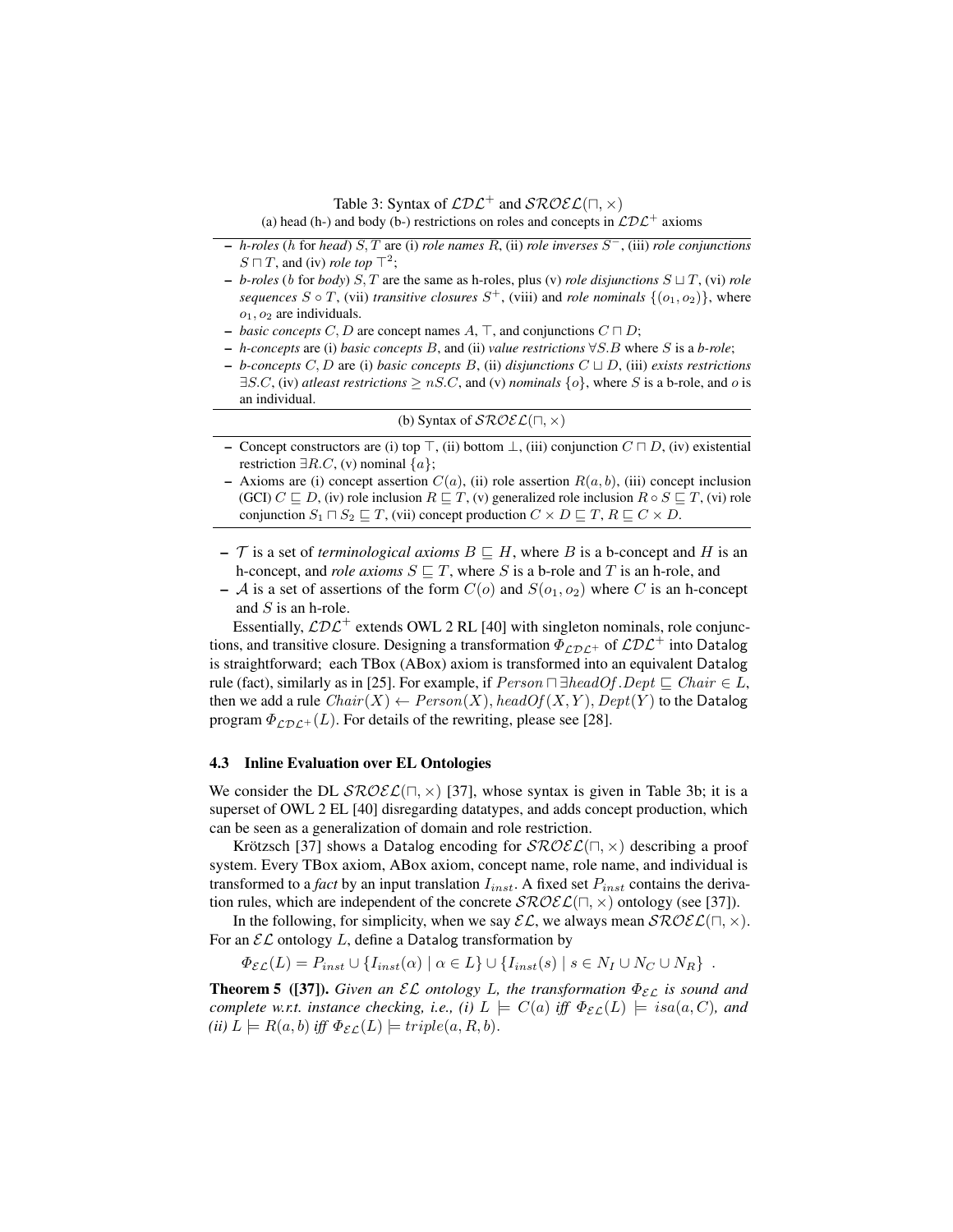Table 3: Syntax of $\mathcal{LDL}^+$ and $\mathcal{SROEL}(\sqcap, \times)$

(a) head (h-) and body (b-) restrictions on roles and concepts in $\mathcal{LDL}^+$ axioms

- *h-roles* ($h$ for *head*) $S, T$ are (i) *role names* $R$, (ii) *role inverses* $S^-$, (iii) *role conjunctions* $S \sqcap T$, and (iv) *role top* $\top^2$;
- *b-roles* ($b$ for *body*) $S, T$ are the same as h-roles, plus (v) *role disjunctions* $S \sqcup T$, (vi) *role sequences* $S \circ T$, (vii) *transitive closures* $S^+$, (viii) and *role nominals* $\{(o_1, o_2)\}$, where $o_1, o_2$ are individuals.
- *basic concepts* $C, D$ are concept names $A$, $\top$, and conjunctions $C \sqcap D$;
- *h-concepts* are (i) *basic concepts* $B$, and (ii) *value restrictions* $\forall S.B$ where $S$ is a *b-role*;
- *b-concepts* $C, D$ are (i) *basic concepts* $B$, (ii) *disjunctions* $C \sqcup D$, (iii) *exists restrictions* $\exists S.C$, (iv) *atleast restrictions* $\geq nS.C$, and (v) *nominals* $\{o\}$, where $S$ is a b-role, and $o$ is an individual.

(b) Syntax of $\mathcal{SROEL}(\sqcap, \times)$

- Concept constructors are (i) top $\top$, (ii) bottom $\bot$, (iii) conjunction $C \sqcap D$, (iv) existential restriction $\exists R.C$, (v) nominal $\{a\}$;
- Axioms are (i) concept assertion $C(a)$, (ii) role assertion $R(a, b)$, (iii) concept inclusion (GCI) $C \sqsubseteq D$, (iv) role inclusion $R \sqsubseteq T$, (v) generalized role inclusion $R \circ S \sqsubseteq T$, (vi) role conjunction $S_1 \sqcap S_2 \sqsubseteq T$, (vii) concept production $C \times D \sqsubseteq T$, $R \sqsubseteq C \times D$.

- $\mathcal{T}$ is a set of *terminological axioms* $B \sqsubseteq H$, where $B$ is a b-concept and $H$ is an h-concept, and *role axioms* $S \sqsubseteq T$, where $S$ is a b-role and $T$ is an h-role, and
- $\mathcal{A}$ is a set of assertions of the form $C(o)$ and $S(o_1, o_2)$ where $C$ is an h-concept and $S$ is an h-role.

Essentially, $\mathcal{LDL}^+$ extends OWL 2 RL [40] with singleton nominals, role conjunctions, and transitive closure. Designing a transformation $\Phi_{\mathcal{LDL}^+}$ of $\mathcal{LDL}^+$ into Datalog is straightforward; each TBox (ABox) axiom is transformed into an equivalent Datalog rule (fact), similarly as in [25]. For example, if $Person \sqcap \exists headOf.Dept \sqsubseteq Chair \in L$, then we add a rule $Chair(X) \leftarrow Person(X), headOf(X, Y), Dept(Y)$ to the Datalog program $\Phi_{\mathcal{LDL}^+}(L)$. For details of the rewriting, please see [28].

### 4.3 Inline Evaluation over EL Ontologies

We consider the DL $\mathcal{SROEL}(\sqcap, \times)$ [37], whose syntax is given in Table 3b; it is a superset of OWL 2 EL [40] disregarding datatypes, and adds concept production, which can be seen as a generalization of domain and role restriction.

Krötzsch [37] shows a Datalog encoding for $\mathcal{SROEL}(\sqcap, \times)$ describing a proof system. Every TBox axiom, ABox axiom, concept name, role name, and individual is transformed to a *fact* by an input translation $I_{inst}$. A fixed set $P_{inst}$ contains the derivation rules, which are independent of the concrete $\mathcal{SROEL}(\sqcap, \times)$ ontology (see [37]).

In the following, for simplicity, when we say $\mathcal{EL}$, we always mean $\mathcal{SROEL}(\sqcap, \times)$. For an $\mathcal{EL}$ ontology $L$, define a Datalog transformation by

$$\Phi_{\mathcal{EL}}(L) = P_{inst} \cup \{I_{inst}(\alpha) \mid \alpha \in L\} \cup \{I_{inst}(s) \mid s \in N_I \cup N_C \cup N_R\} \ .$$

**Theorem 5 ([37]).** *Given an $\mathcal{EL}$ ontology $L$, the transformation $\Phi_{\mathcal{EL}}$ is sound and complete w.r.t. instance checking, i.e., (i) $L \models C(a)$ iff $\Phi_{\mathcal{EL}}(L) \models isa(a, C)$, and (ii) $L \models R(a, b)$ iff $\Phi_{\mathcal{EL}}(L) \models triple(a, R, b)$.*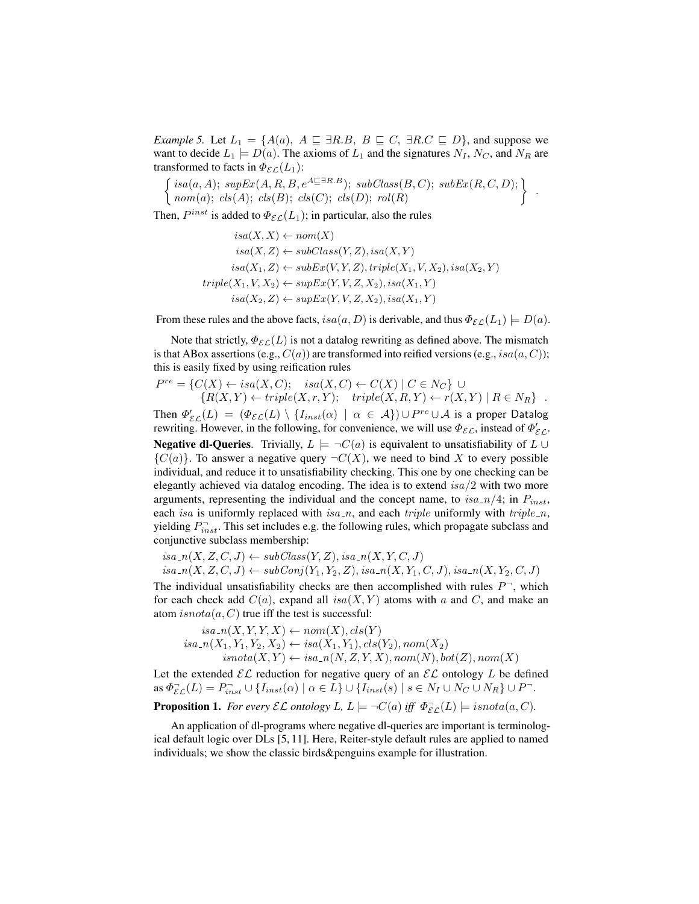*Example 5.* Let $L_1 = \{A(a),\ A \sqsubseteq \exists R.B,\ B \sqsubseteq C,\ \exists R.C \sqsubseteq D\}$, and suppose we want to decide $L_1 \models D(a)$. The axioms of $L_1$ and the signatures $N_I$, $N_C$, and $N_R$ are transformed to facts in $\Phi_{\mathcal{EL}}(L_1)$:

$$\left\{ \begin{array}{l} isa(a, A);\ supEx(A, R, B, e^{A\sqsubseteq\exists R.B});\ subClass(B, C);\ subEx(R, C, D); \\ nom(a);\ cls(A);\ cls(B);\ cls(C);\ cls(D);\ rol(R) \end{array} \right\} .$$

Then, $P^{inst}$ is added to $\Phi_{\mathcal{EL}}(L_1)$; in particular, also the rules

$$\begin{aligned} isa(X, X) &\leftarrow nom(X) \\ isa(X, Z) &\leftarrow subClass(Y, Z), isa(X, Y) \\ isa(X_1, Z) &\leftarrow subEx(V, Y, Z), triple(X_1, V, X_2), isa(X_2, Y) \\ triple(X_1, V, X_2) &\leftarrow supEx(Y, V, Z, X_2), isa(X_1, Y) \\ isa(X_2, Z) &\leftarrow supEx(Y, V, Z, X_2), isa(X_1, Y) \end{aligned}$$

From these rules and the above facts, $isa(a, D)$ is derivable, and thus $\Phi_{\mathcal{EL}}(L_1) \models D(a)$.

Note that strictly, $\Phi_{\mathcal{EL}}(L)$ is not a datalog rewriting as defined above. The mismatch is that ABox assertions (e.g., $C(a)$) are transformed into reified versions (e.g., $isa(a, C)$); this is easily fixed by using reification rules

$$\begin{aligned} P^{re} = \{&C(X) \leftarrow isa(X, C);\quad isa(X, C) \leftarrow C(X) \mid C \in N_C\} \cup \\ &\{R(X, Y) \leftarrow triple(X, r, Y);\quad triple(X, R, Y) \leftarrow r(X, Y) \mid R \in N_R\} \ . \end{aligned}$$

Then $\Phi'_{\mathcal{EL}}(L) = (\Phi_{\mathcal{EL}}(L) \setminus \{I_{inst}(\alpha) \mid \alpha \in \mathcal{A}\}) \cup P^{re} \cup \mathcal{A}$ is a proper Datalog rewriting. However, in the following, for convenience, we will use $\Phi_{\mathcal{EL}}$, instead of $\Phi'_{\mathcal{EL}}$.

**Negative dl-Queries**. Trivially, $L \models \neg C(a)$ is equivalent to unsatisfiability of $L \cup \{C(a)\}$. To answer a negative query $\neg C(X)$, we need to bind $X$ to every possible individual, and reduce it to unsatisfiability checking. This one by one checking can be elegantly achieved via datalog encoding. The idea is to extend $isa/2$ with two more arguments, representing the individual and the concept name, to $isa\_n/4$; in $P_{inst}$, each $isa$ is uniformly replaced with $isa\_n$, and each $triple$ uniformly with $triple\_n$, yielding $P^{\neg}_{inst}$. This set includes e.g. the following rules, which propagate subclass and conjunctive subclass membership:

$$\begin{aligned} &isa\_n(X, Z, C, J) \leftarrow subClass(Y, Z), isa\_n(X, Y, C, J) \\ &isa\_n(X, Z, C, J) \leftarrow subConj(Y_1, Y_2, Z), isa\_n(X, Y_1, C, J), isa\_n(X, Y_2, C, J) \end{aligned}$$

The individual unsatisfiability checks are then accomplished with rules $P^{\neg}$, which for each check add $C(a)$, expand all $isa(X, Y)$ atoms with $a$ and $C$, and make an atom $isnota(a, C)$ true iff the test is successful:

$$\begin{aligned} isa\_n(X, Y, Y, X) &\leftarrow nom(X), cls(Y) \\ isa\_n(X_1, Y_1, Y_2, X_2) &\leftarrow isa(X_1, Y_1), cls(Y_2), nom(X_2) \\ isnota(X, Y) &\leftarrow isa\_n(N, Z, Y, X), nom(N), bot(Z), nom(X) \end{aligned}$$

Let the extended $\mathcal{EL}$ reduction for negative query of an $\mathcal{EL}$ ontology $L$ be defined as $\Phi^{\neg}_{\mathcal{EL}}(L) = P^{\neg}_{inst} \cup \{I_{inst}(\alpha) \mid \alpha \in L\} \cup \{I_{inst}(s) \mid s \in N_I \cup N_C \cup N_R\} \cup P^{\neg}$.

**Proposition 1.** *For every $\mathcal{EL}$ ontology $L$, $L \models \neg C(a)$ iff $\Phi^{\neg}_{\mathcal{EL}}(L) \models isnota(a, C)$.*

An application of dl-programs where negative dl-queries are important is terminological default logic over DLs [5, 11]. Here, Reiter-style default rules are applied to named individuals; we show the classic birds&penguins example for illustration.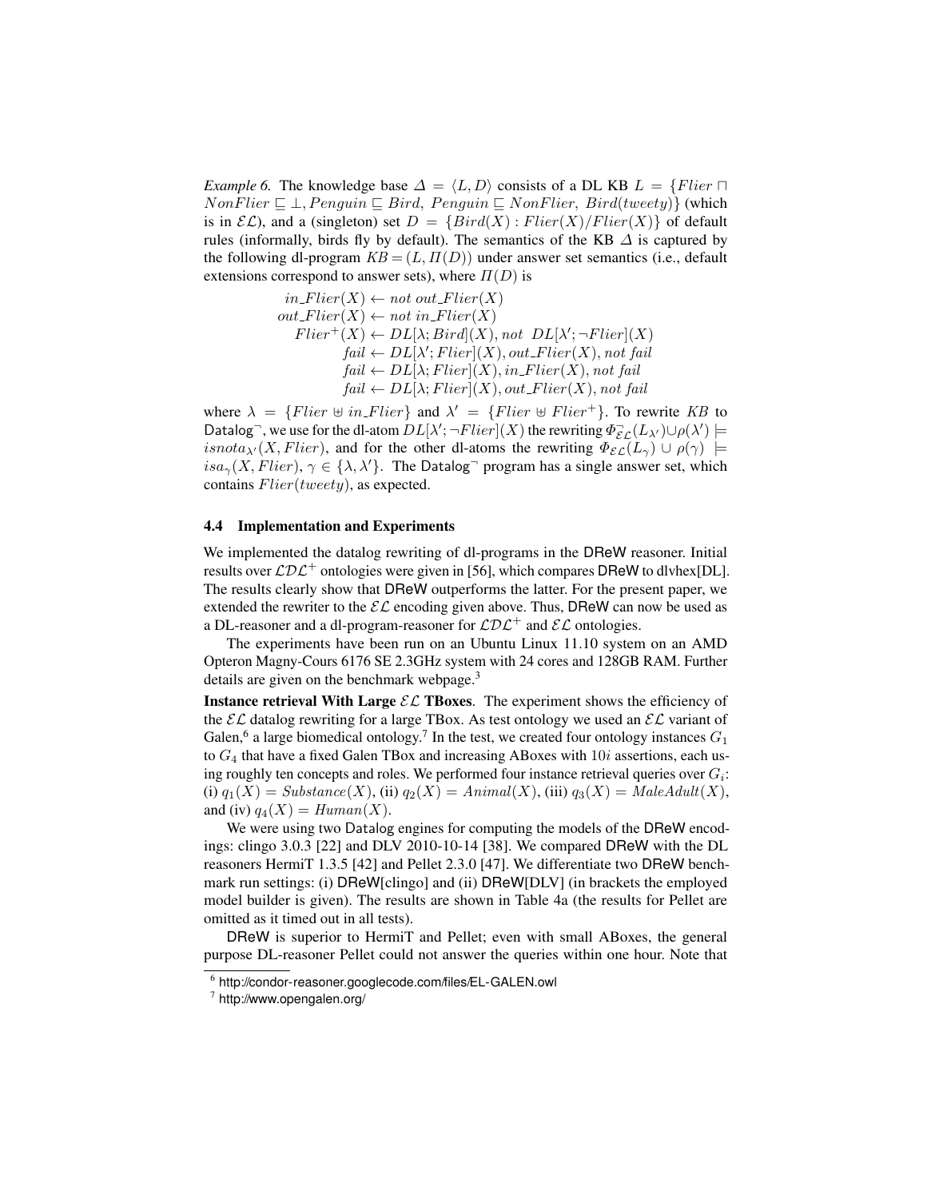*Example 6.* The knowledge base $\Delta = \langle L, D \rangle$ consists of a DL KB $L = \{Flier \sqcap NonFlier \sqsubseteq \bot, Penguin \sqsubseteq Bird,\ Penguin \sqsubseteq NonFlier,\ Bird(tweety)\}$ (which is in $\mathcal{EL}$), and a (singleton) set $D = \{Bird(X) : Flier(X)/Flier(X)\}$ of default rules (informally, birds fly by default). The semantics of the KB $\Delta$ is captured by the following dl-program $KB = (L, \Pi(D))$ under answer set semantics (i.e., default extensions correspond to answer sets), where $\Pi(D)$ is

$$
\begin{aligned}
in\_Flier(X) &\leftarrow not\ out\_Flier(X)\\
out\_Flier(X) &\leftarrow not\ in\_Flier(X)\\
Flier^{+}(X) &\leftarrow DL[\lambda; Bird](X), not\ \ DL[\lambda'; \neg Flier](X)\\
fail &\leftarrow DL[\lambda'; Flier](X), out\_Flier(X), not\ fail\\
fail &\leftarrow DL[\lambda; Flier](X), in\_Flier(X), not\ fail\\
fail &\leftarrow DL[\lambda; Flier](X), out\_Flier(X), not\ fail
\end{aligned}
$$

where $\lambda = \{Flier \uplus in\_Flier\}$ and $\lambda' = \{Flier \uplus Flier^{+}\}$. To rewrite $KB$ to Datalog$^{\neg}$, we use for the dl-atom $DL[\lambda'; \neg Flier](X)$ the rewriting $\Phi^{\neg}_{\mathcal{EL}}(L_{\lambda'}) \cup \rho(\lambda') \models isnota_{\lambda'}(X, Flier)$, and for the other dl-atoms the rewriting $\Phi_{\mathcal{EL}}(L_{\gamma}) \cup \rho(\gamma) \models isa_{\gamma}(X, Flier)$, $\gamma \in \{\lambda, \lambda'\}$. The Datalog$^{\neg}$ program has a single answer set, which contains $Flier(tweety)$, as expected.

### 4.4 Implementation and Experiments

We implemented the datalog rewriting of dl-programs in the DReW reasoner. Initial results over $\mathcal{LDL}^{+}$ ontologies were given in [56], which compares DReW to dlvhex[DL]. The results clearly show that DReW outperforms the latter. For the present paper, we extended the rewriter to the $\mathcal{EL}$ encoding given above. Thus, DReW can now be used as a DL-reasoner and a dl-program-reasoner for $\mathcal{LDL}^{+}$ and $\mathcal{EL}$ ontologies.

The experiments have been run on an Ubuntu Linux 11.10 system on an AMD Opteron Magny-Cours 6176 SE 2.3GHz system with 24 cores and 128GB RAM. Further details are given on the benchmark webpage.[3]

**Instance retrieval With Large $\mathcal{EL}$ TBoxes**. The experiment shows the efficiency of the $\mathcal{EL}$ datalog rewriting for a large TBox. As test ontology we used an $\mathcal{EL}$ variant of Galen,[6] a large biomedical ontology.[7] In the test, we created four ontology instances $G_1$ to $G_4$ that have a fixed Galen TBox and increasing ABoxes with $10i$ assertions, each using roughly ten concepts and roles. We performed four instance retrieval queries over $G_i$: (i) $q_1(X) = Substance(X)$, (ii) $q_2(X) = Animal(X)$, (iii) $q_3(X) = MaleAdult(X)$, and (iv) $q_4(X) = Human(X)$.

We were using two Datalog engines for computing the models of the DReW encodings: clingo 3.0.3 [22] and DLV 2010-10-14 [38]. We compared DReW with the DL reasoners HermiT 1.3.5 [42] and Pellet 2.3.0 [47]. We differentiate two DReW benchmark run settings: (i) DReW[clingo] and (ii) DReW[DLV] (in brackets the employed model builder is given). The results are shown in Table 4a (the results for Pellet are omitted as it timed out in all tests).

DReW is superior to HermiT and Pellet; even with small ABoxes, the general purpose DL-reasoner Pellet could not answer the queries within one hour. Note that

[6] http://condor-reasoner.googlecode.com/files/EL-GALEN.owl

[7] http://www.opengalen.org/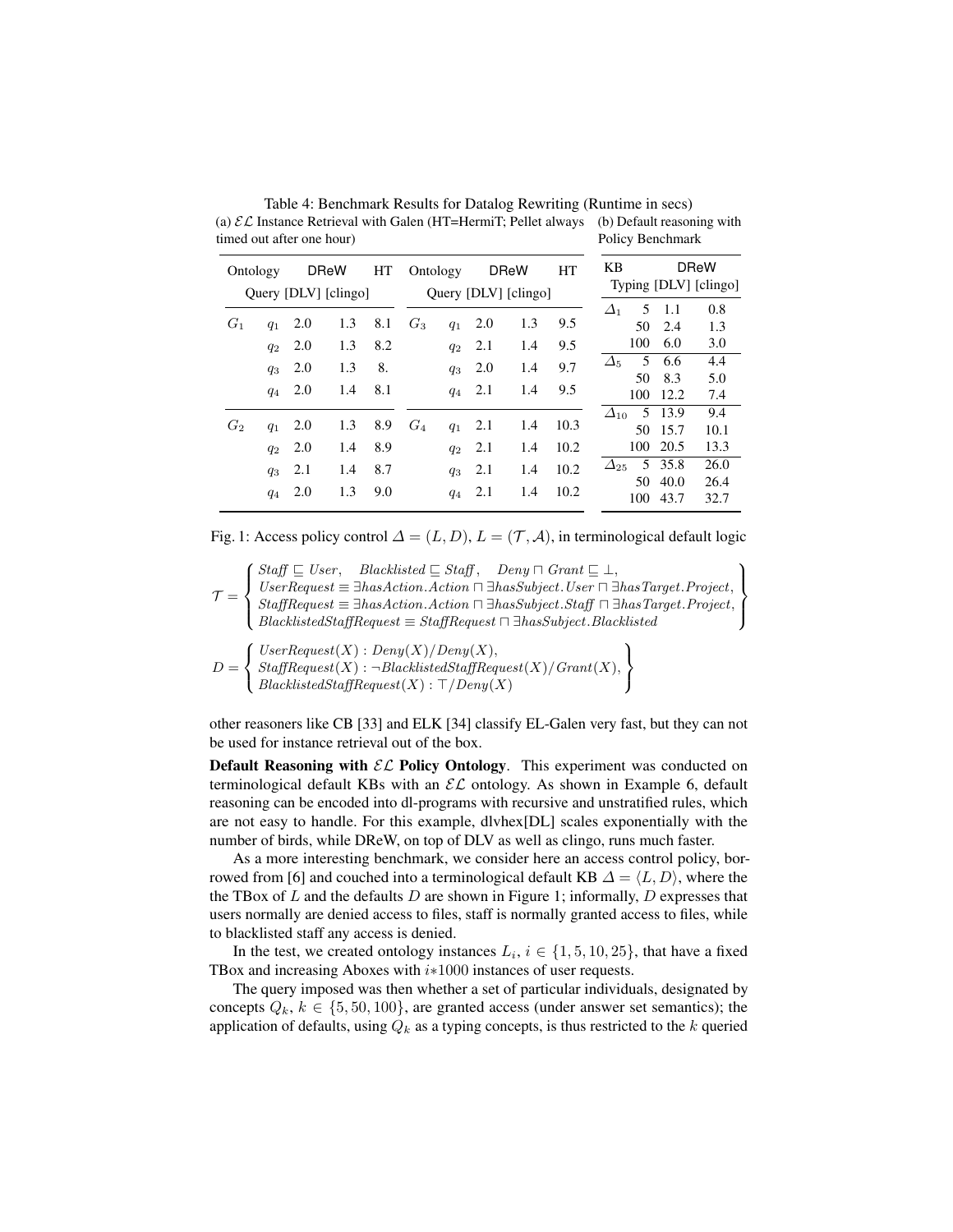Table 4: Benchmark Results for Datalog Rewriting (Runtime in secs)

(a) $\mathcal{EL}$ Instance Retrieval with Galen (HT=HermiT; Pellet always timed out after one hour)

| Ontology | Query | DReW [DLV] | DReW [clingo] | HT | Ontology | Query | DReW [DLV] | DReW [clingo] | HT |
|---|---|---|---|---|---|---|---|---|---|
| $G_1$ | $q_1$ | 2.0 | 1.3 | 8.1 | $G_3$ | $q_1$ | 2.0 | 1.3 | 9.5 |
| | $q_2$ | 2.0 | 1.3 | 8.2 | | $q_2$ | 2.1 | 1.4 | 9.5 |
| | $q_3$ | 2.0 | 1.3 | 8. | | $q_3$ | 2.0 | 1.4 | 9.7 |
| | $q_4$ | 2.0 | 1.4 | 8.1 | | $q_4$ | 2.1 | 1.4 | 9.5 |
| $G_2$ | $q_1$ | 2.0 | 1.3 | 8.9 | $G_4$ | $q_1$ | 2.1 | 1.4 | 10.3 |
| | $q_2$ | 2.0 | 1.4 | 8.9 | | $q_2$ | 2.1 | 1.4 | 10.2 |
| | $q_3$ | 2.1 | 1.4 | 8.7 | | $q_3$ | 2.1 | 1.4 | 10.2 |
| | $q_4$ | 2.0 | 1.3 | 9.0 | | $q_4$ | 2.1 | 1.4 | 10.2 |

(b) Default reasoning with Policy Benchmark

| KB | Typing | DReW [DLV] | DReW [clingo] |
|---|---|---|---|
| $\Delta_1$ | 5 | 1.1 | 0.8 |
| | 50 | 2.4 | 1.3 |
| | 100 | 6.0 | 3.0 |
| $\Delta_5$ | 5 | 6.6 | 4.4 |
| | 50 | 8.3 | 5.0 |
| | 100 | 12.2 | 7.4 |
| $\Delta_{10}$ | 5 | 13.9 | 9.4 |
| | 50 | 15.7 | 10.1 |
| | 100 | 20.5 | 13.3 |
| $\Delta_{25}$ | 5 | 35.8 | 26.0 |
| | 50 | 40.0 | 26.4 |
| | 100 | 43.7 | 32.7 |

Fig. 1: Access policy control $\Delta = (L, D)$, $L = (\mathcal{T}, \mathcal{A})$, in terminological default logic

$$\mathcal{T} = \left\{ \begin{array}{l} Staff \sqsubseteq User, \quad Blacklisted \sqsubseteq Staff, \quad Deny \sqcap Grant \sqsubseteq \bot, \\ UserRequest \equiv \exists hasAction.Action \sqcap \exists hasSubject.User \sqcap \exists hasTarget.Project, \\ StaffRequest \equiv \exists hasAction.Action \sqcap \exists hasSubject.Staff \sqcap \exists hasTarget.Project, \\ BlacklistedStaffRequest \equiv StaffRequest \sqcap \exists hasSubject.Blacklisted \end{array} \right\}$$

$$D = \left\{ \begin{array}{l} UserRequest(X) : Deny(X)/Deny(X), \\ StaffRequest(X) : \neg BlacklistedStaffRequest(X)/Grant(X), \\ BlacklistedStaffRequest(X) : \top/Deny(X) \end{array} \right\}$$

other reasoners like CB [33] and ELK [34] classify EL-Galen very fast, but they can not be used for instance retrieval out of the box.

**Default Reasoning with $\mathcal{EL}$ Policy Ontology**. This experiment was conducted on terminological default KBs with an $\mathcal{EL}$ ontology. As shown in Example 6, default reasoning can be encoded into dl-programs with recursive and unstratified rules, which are not easy to handle. For this example, dlvhex[DL] scales exponentially with the number of birds, while DReW, on top of DLV as well as clingo, runs much faster.

As a more interesting benchmark, we consider here an access control policy, borrowed from [6] and couched into a terminological default KB $\Delta = \langle L, D \rangle$, where the the TBox of $L$ and the defaults $D$ are shown in Figure 1; informally, $D$ expresses that users normally are denied access to files, staff is normally granted access to files, while to blacklisted staff any access is denied.

In the test, we created ontology instances $L_i$, $i \in \{1, 5, 10, 25\}$, that have a fixed TBox and increasing Aboxes with $i{*}1000$ instances of user requests.

The query imposed was then whether a set of particular individuals, designated by concepts $Q_k$, $k \in \{5, 50, 100\}$, are granted access (under answer set semantics); the application of defaults, using $Q_k$ as a typing concepts, is thus restricted to the $k$ queried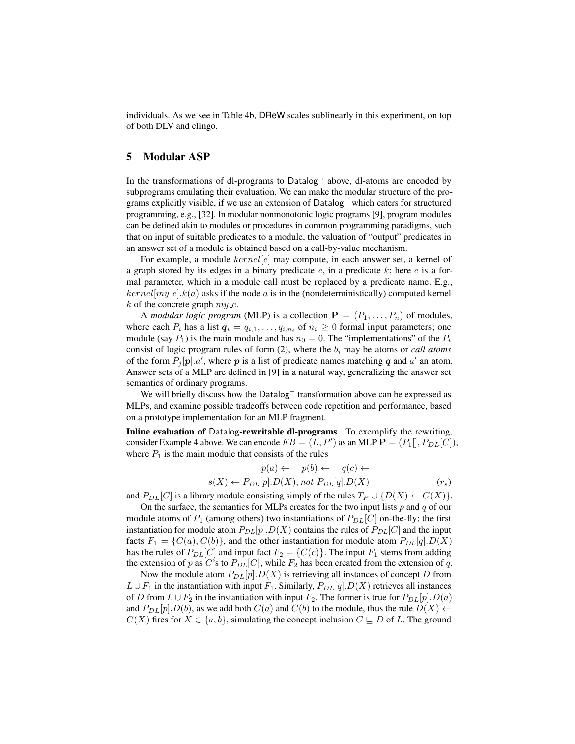individuals. As we see in Table 4b, DReW scales sublinearly in this experiment, on top of both DLV and clingo.

## 5 Modular ASP

In the transformations of dl-programs to Datalog$^\neg$ above, dl-atoms are encoded by subprograms emulating their evaluation. We can make the modular structure of the programs explicitly visible, if we use an extension of Datalog$^\neg$ which caters for structured programming, e.g., [32]. In modular nonmonotonic logic programs [9], program modules can be defined akin to modules or procedures in common programming paradigms, such that on input of suitable predicates to a module, the valuation of "output" predicates in an answer set of a module is obtained based on a call-by-value mechanism.

For example, a module $kernel[e]$ may compute, in each answer set, a kernel of a graph stored by its edges in a binary predicate $e$, in a predicate $k$; here $e$ is a formal parameter, which in a module call must be replaced by a predicate name. E.g., $kernel[my\_e].k(a)$ asks if the node $a$ is in the (nondeterministically) computed kernel $k$ of the concrete graph $my\_e$.

A *modular logic program* (MLP) is a collection $\mathbf{P} = (P_1, \ldots, P_n)$ of modules, where each $P_i$ has a list $\boldsymbol{q}_i = q_{i,1}, \ldots, q_{i,n_i}$ of $n_i \geq 0$ formal input parameters; one module (say $P_1$) is the main module and has $n_0 = 0$. The "implementations" of the $P_i$ consist of logic program rules of form (2), where the $b_i$ may be atoms or *call atoms* of the form $P_j[\boldsymbol{p}].a'$, where $\boldsymbol{p}$ is a list of predicate names matching $\boldsymbol{q}$ and $a'$ an atom. Answer sets of a MLP are defined in [9] in a natural way, generalizing the answer set semantics of ordinary programs.

We will briefly discuss how the Datalog$^\neg$ transformation above can be expressed as MLPs, and examine possible tradeoffs between code repetition and performance, based on a prototype implementation for an MLP fragment.

**Inline evaluation of Datalog-rewritable dl-programs**. To exemplify the rewriting, consider Example 4 above. We can encode $KB = (L, P')$ as an MLP $\mathbf{P} = (P_1[], P_{DL}[C])$, where $P_1$ is the main module that consists of the rules

$$p(a) \leftarrow \quad p(b) \leftarrow \quad q(c) \leftarrow$$
$$s(X) \leftarrow P_{DL}[p].D(X), not\ P_{DL}[q].D(X) \qquad (r_s)$$

and $P_{DL}[C]$ is a library module consisting simply of the rules $T_P \cup \{D(X) \leftarrow C(X)\}$.

On the surface, the semantics for MLPs creates for the two input lists $p$ and $q$ of our module atoms of $P_1$ (among others) two instantiations of $P_{DL}[C]$ on-the-fly; the first instantiation for module atom $P_{DL}[p].D(X)$ contains the rules of $P_{DL}[C]$ and the input facts $F_1 = \{C(a), C(b)\}$, and the other instantiation for module atom $P_{DL}[q].D(X)$ has the rules of $P_{DL}[C]$ and input fact $F_2 = \{C(c)\}$. The input $F_1$ stems from adding the extension of $p$ as $C$'s to $P_{DL}[C]$, while $F_2$ has been created from the extension of $q$.

Now the module atom $P_{DL}[p].D(X)$ is retrieving all instances of concept $D$ from $L \cup F_1$ in the instantiation with input $F_1$. Similarly, $P_{DL}[q].D(X)$ retrieves all instances of $D$ from $L \cup F_2$ in the instantiation with input $F_2$. The former is true for $P_{DL}[p].D(a)$ and $P_{DL}[p].D(b)$, as we add both $C(a)$ and $C(b)$ to the module, thus the rule $D(X) \leftarrow C(X)$ fires for $X \in \{a, b\}$, simulating the concept inclusion $C \sqsubseteq D$ of $L$. The ground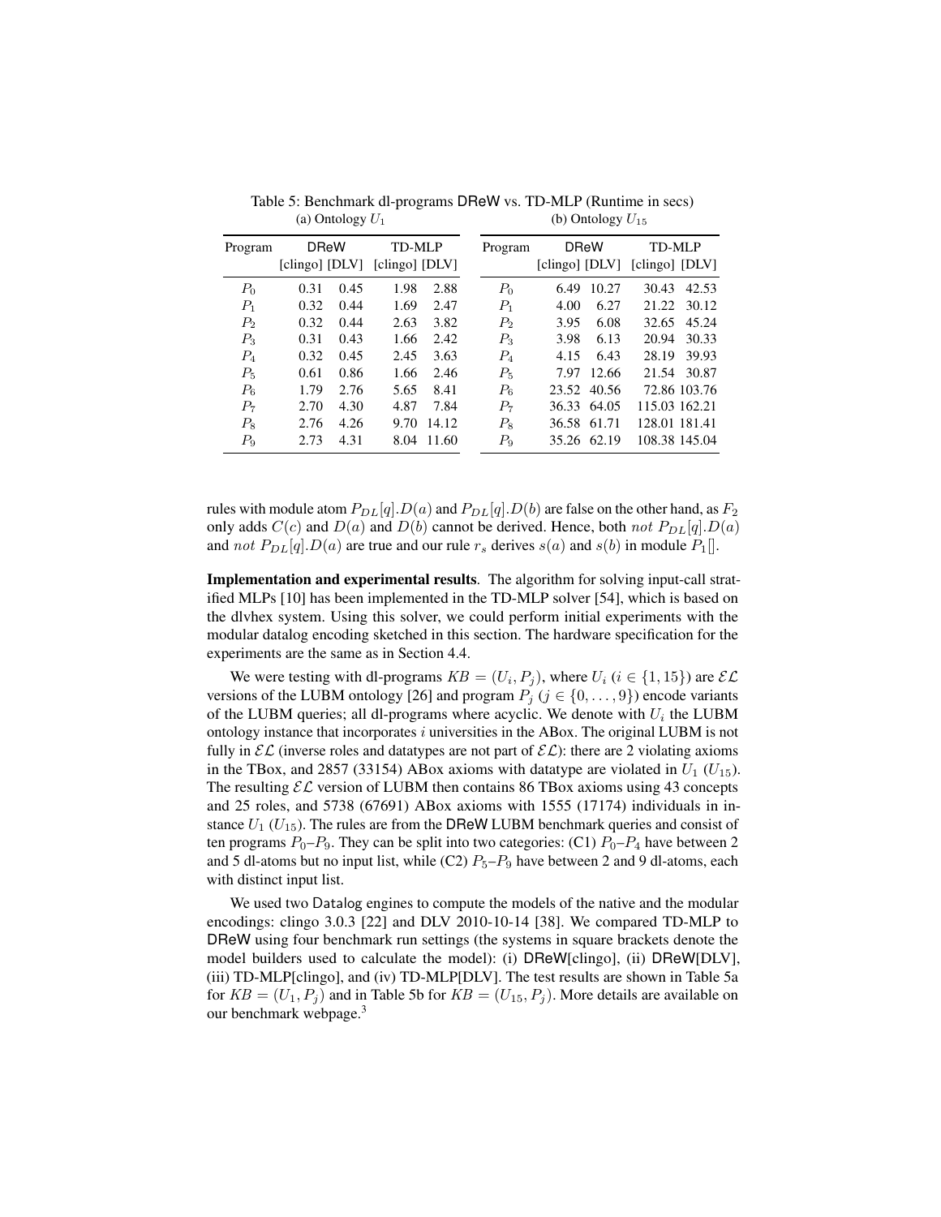Table 5: Benchmark dl-programs DReW vs. TD-MLP (Runtime in secs)

(a) Ontology $U_1$

| Program | DReW | | TD-MLP | |
|---|---|---|---|---|
| | [clingo] | [DLV] | [clingo] | [DLV] |
| $P_0$ | 0.31 | 0.45 | 1.98 | 2.88 |
| $P_1$ | 0.32 | 0.44 | 1.69 | 2.47 |
| $P_2$ | 0.32 | 0.44 | 2.63 | 3.82 |
| $P_3$ | 0.31 | 0.43 | 1.66 | 2.42 |
| $P_4$ | 0.32 | 0.45 | 2.45 | 3.63 |
| $P_5$ | 0.61 | 0.86 | 1.66 | 2.46 |
| $P_6$ | 1.79 | 2.76 | 5.65 | 8.41 |
| $P_7$ | 2.70 | 4.30 | 4.87 | 7.84 |
| $P_8$ | 2.76 | 4.26 | 9.70 | 14.12 |
| $P_9$ | 2.73 | 4.31 | 8.04 | 11.60 |

(b) Ontology $U_{15}$

| Program | DReW | | TD-MLP | |
|---|---|---|---|---|
| | [clingo] | [DLV] | [clingo] | [DLV] |
| $P_0$ | 6.49 | 10.27 | 30.43 | 42.53 |
| $P_1$ | 4.00 | 6.27 | 21.22 | 30.12 |
| $P_2$ | 3.95 | 6.08 | 32.65 | 45.24 |
| $P_3$ | 3.98 | 6.13 | 20.94 | 30.33 |
| $P_4$ | 4.15 | 6.43 | 28.19 | 39.93 |
| $P_5$ | 7.97 | 12.66 | 21.54 | 30.87 |
| $P_6$ | 23.52 | 40.56 | 72.86 | 103.76 |
| $P_7$ | 36.33 | 64.05 | 115.03 | 162.21 |
| $P_8$ | 36.58 | 61.71 | 128.01 | 181.41 |
| $P_9$ | 35.26 | 62.19 | 108.38 | 145.04 |

rules with module atom $P_{DL}[q].D(a)$ and $P_{DL}[q].D(b)$ are false on the other hand, as $F_2$ only adds $C(c)$ and $D(a)$ and $D(b)$ cannot be derived. Hence, both $not\ P_{DL}[q].D(a)$ and $not\ P_{DL}[q].D(a)$ are true and our rule $r_s$ derives $s(a)$ and $s(b)$ in module $P_1[]$.

**Implementation and experimental results**. The algorithm for solving input-call stratified MLPs [10] has been implemented in the TD-MLP solver [54], which is based on the dlvhex system. Using this solver, we could perform initial experiments with the modular datalog encoding sketched in this section. The hardware specification for the experiments are the same as in Section 4.4.

We were testing with dl-programs $KB = (U_i, P_j)$, where $U_i$ ($i \in \{1, 15\}$) are $\mathcal{EL}$ versions of the LUBM ontology [26] and program $P_j$ ($j \in \{0, \ldots, 9\}$) encode variants of the LUBM queries; all dl-programs where acyclic. We denote with $U_i$ the LUBM ontology instance that incorporates $i$ universities in the ABox. The original LUBM is not fully in $\mathcal{EL}$ (inverse roles and datatypes are not part of $\mathcal{EL}$): there are 2 violating axioms in the TBox, and 2857 (33154) ABox axioms with datatype are violated in $U_1$ ($U_{15}$). The resulting $\mathcal{EL}$ version of LUBM then contains 86 TBox axioms using 43 concepts and 25 roles, and 5738 (67691) ABox axioms with 1555 (17174) individuals in instance $U_1$ ($U_{15}$). The rules are from the DReW LUBM benchmark queries and consist of ten programs $P_0$–$P_9$. They can be split into two categories: (C1) $P_0$–$P_4$ have between 2 and 5 dl-atoms but no input list, while (C2) $P_5$–$P_9$ have between 2 and 9 dl-atoms, each with distinct input list.

We used two Datalog engines to compute the models of the native and the modular encodings: clingo 3.0.3 [22] and DLV 2010-10-14 [38]. We compared TD-MLP to DReW using four benchmark run settings (the systems in square brackets denote the model builders used to calculate the model): (i) DReW[clingo], (ii) DReW[DLV], (iii) TD-MLP[clingo], and (iv) TD-MLP[DLV]. The test results are shown in Table 5a for $KB = (U_1, P_j)$ and in Table 5b for $KB = (U_{15}, P_j)$. More details are available on our benchmark webpage.[3]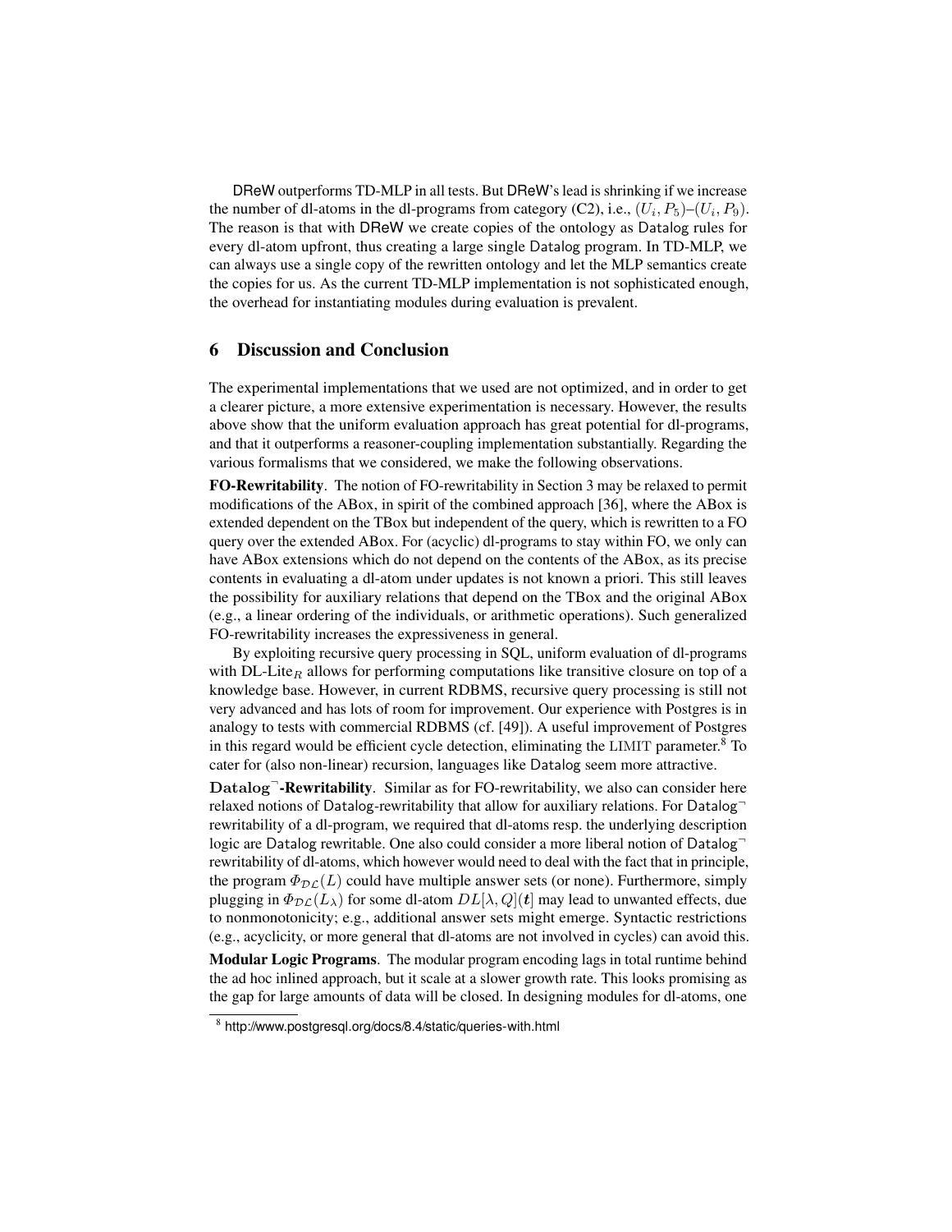DReW outperforms TD-MLP in all tests. But DReW's lead is shrinking if we increase the number of dl-atoms in the dl-programs from category (C2), i.e., $(U_i, P_5)$–$(U_i, P_9)$. The reason is that with DReW we create copies of the ontology as Datalog rules for every dl-atom upfront, thus creating a large single Datalog program. In TD-MLP, we can always use a single copy of the rewritten ontology and let the MLP semantics create the copies for us. As the current TD-MLP implementation is not sophisticated enough, the overhead for instantiating modules during evaluation is prevalent.

## 6 Discussion and Conclusion

The experimental implementations that we used are not optimized, and in order to get a clearer picture, a more extensive experimentation is necessary. However, the results above show that the uniform evaluation approach has great potential for dl-programs, and that it outperforms a reasoner-coupling implementation substantially. Regarding the various formalisms that we considered, we make the following observations.

**FO-Rewritability**. The notion of FO-rewritability in Section 3 may be relaxed to permit modifications of the ABox, in spirit of the combined approach [36], where the ABox is extended dependent on the TBox but independent of the query, which is rewritten to a FO query over the extended ABox. For (acyclic) dl-programs to stay within FO, we only can have ABox extensions which do not depend on the contents of the ABox, as its precise contents in evaluating a dl-atom under updates is not known a priori. This still leaves the possibility for auxiliary relations that depend on the TBox and the original ABox (e.g., a linear ordering of the individuals, or arithmetic operations). Such generalized FO-rewritability increases the expressiveness in general.

By exploiting recursive query processing in SQL, uniform evaluation of dl-programs with DL-Lite$_R$ allows for performing computations like transitive closure on top of a knowledge base. However, in current RDBMS, recursive query processing is still not very advanced and has lots of room for improvement. Our experience with Postgres is in analogy to tests with commercial RDBMS (cf. [49]). A useful improvement of Postgres in this regard would be efficient cycle detection, eliminating the LIMIT parameter.[8] To cater for (also non-linear) recursion, languages like Datalog seem more attractive.

**Datalog$^{\neg}$-Rewritability**. Similar as for FO-rewritability, we also can consider here relaxed notions of Datalog-rewritability that allow for auxiliary relations. For Datalog$^{\neg}$ rewritability of a dl-program, we required that dl-atoms resp. the underlying description logic are Datalog rewritable. One also could consider a more liberal notion of Datalog$^{\neg}$ rewritability of dl-atoms, which however would need to deal with the fact that in principle, the program $\Phi_{\mathcal{DL}}(L)$ could have multiple answer sets (or none). Furthermore, simply plugging in $\Phi_{\mathcal{DL}}(L_\lambda)$ for some dl-atom $DL[\lambda, Q](\boldsymbol{t})$ may lead to unwanted effects, due to nonmonotonicity; e.g., additional answer sets might emerge. Syntactic restrictions (e.g., acyclicity, or more general that dl-atoms are not involved in cycles) can avoid this.

**Modular Logic Programs**. The modular program encoding lags in total runtime behind the ad hoc inlined approach, but it scale at a slower growth rate. This looks promising as the gap for large amounts of data will be closed. In designing modules for dl-atoms, one

[8] http://www.postgresql.org/docs/8.4/static/queries-with.html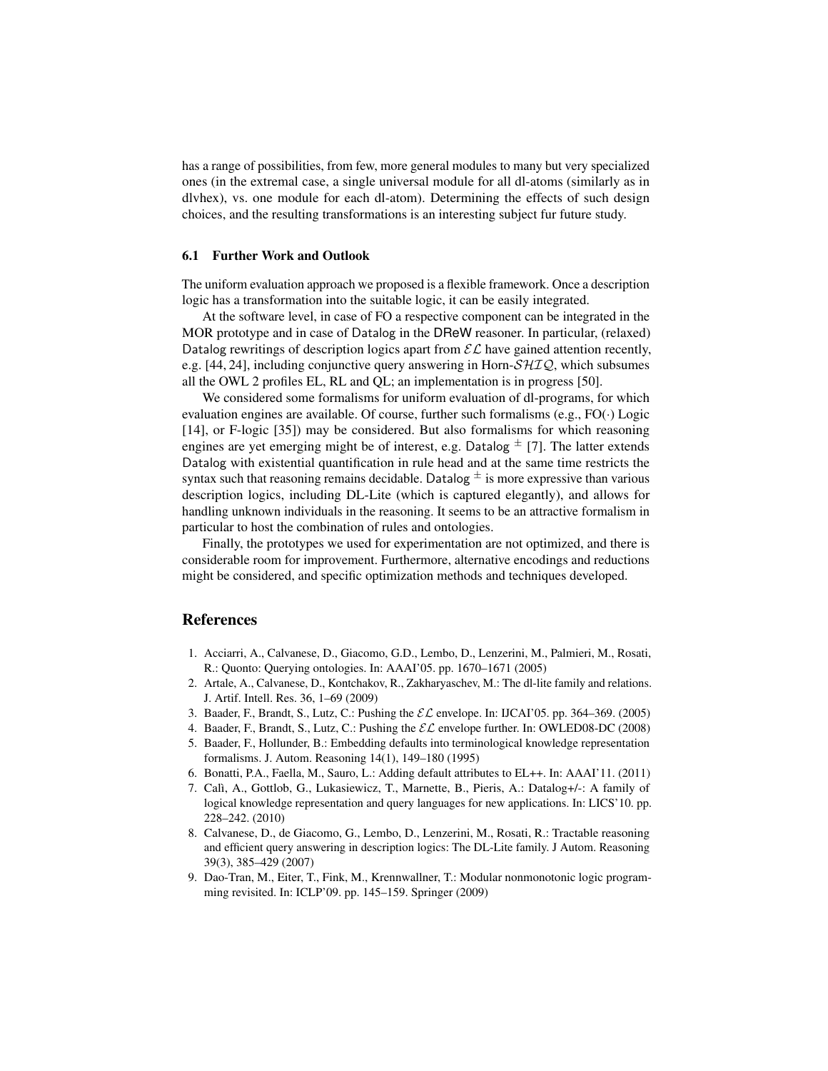has a range of possibilities, from few, more general modules to many but very specialized ones (in the extremal case, a single universal module for all dl-atoms (similarly as in dlvhex), vs. one module for each dl-atom). Determining the effects of such design choices, and the resulting transformations is an interesting subject fur future study.

### 6.1 Further Work and Outlook

The uniform evaluation approach we proposed is a flexible framework. Once a description logic has a transformation into the suitable logic, it can be easily integrated.

At the software level, in case of FO a respective component can be integrated in the MOR prototype and in case of Datalog in the DReW reasoner. In particular, (relaxed) Datalog rewritings of description logics apart from $\mathcal{EL}$ have gained attention recently, e.g. [44, 24], including conjunctive query answering in Horn-$\mathcal{SHIQ}$, which subsumes all the OWL 2 profiles EL, RL and QL; an implementation is in progress [50].

We considered some formalisms for uniform evaluation of dl-programs, for which evaluation engines are available. Of course, further such formalisms (e.g., FO($\cdot$) Logic [14], or F-logic [35]) may be considered. But also formalisms for which reasoning engines are yet emerging might be of interest, e.g. Datalog$^{\pm}$ [7]. The latter extends Datalog with existential quantification in rule head and at the same time restricts the syntax such that reasoning remains decidable. Datalog$^{\pm}$ is more expressive than various description logics, including DL-Lite (which is captured elegantly), and allows for handling unknown individuals in the reasoning. It seems to be an attractive formalism in particular to host the combination of rules and ontologies.

Finally, the prototypes we used for experimentation are not optimized, and there is considerable room for improvement. Furthermore, alternative encodings and reductions might be considered, and specific optimization methods and techniques developed.

## References

1. Acciarri, A., Calvanese, D., Giacomo, G.D., Lembo, D., Lenzerini, M., Palmieri, M., Rosati, R.: Quonto: Querying ontologies. In: AAAI'05. pp. 1670–1671 (2005)
2. Artale, A., Calvanese, D., Kontchakov, R., Zakharyaschev, M.: The dl-lite family and relations. J. Artif. Intell. Res. 36, 1–69 (2009)
3. Baader, F., Brandt, S., Lutz, C.: Pushing the $\mathcal{EL}$ envelope. In: IJCAI'05. pp. 364–369. (2005)
4. Baader, F., Brandt, S., Lutz, C.: Pushing the $\mathcal{EL}$ envelope further. In: OWLED08-DC (2008)
5. Baader, F., Hollunder, B.: Embedding defaults into terminological knowledge representation formalisms. J. Autom. Reasoning 14(1), 149–180 (1995)
6. Bonatti, P.A., Faella, M., Sauro, L.: Adding default attributes to EL++. In: AAAI'11. (2011)
7. Calì, A., Gottlob, G., Lukasiewicz, T., Marnette, B., Pieris, A.: Datalog+/-: A family of logical knowledge representation and query languages for new applications. In: LICS'10. pp. 228–242. (2010)
8. Calvanese, D., de Giacomo, G., Lembo, D., Lenzerini, M., Rosati, R.: Tractable reasoning and efficient query answering in description logics: The DL-Lite family. J Autom. Reasoning 39(3), 385–429 (2007)
9. Dao-Tran, M., Eiter, T., Fink, M., Krennwallner, T.: Modular nonmonotonic logic programming revisited. In: ICLP'09. pp. 145–159. Springer (2009)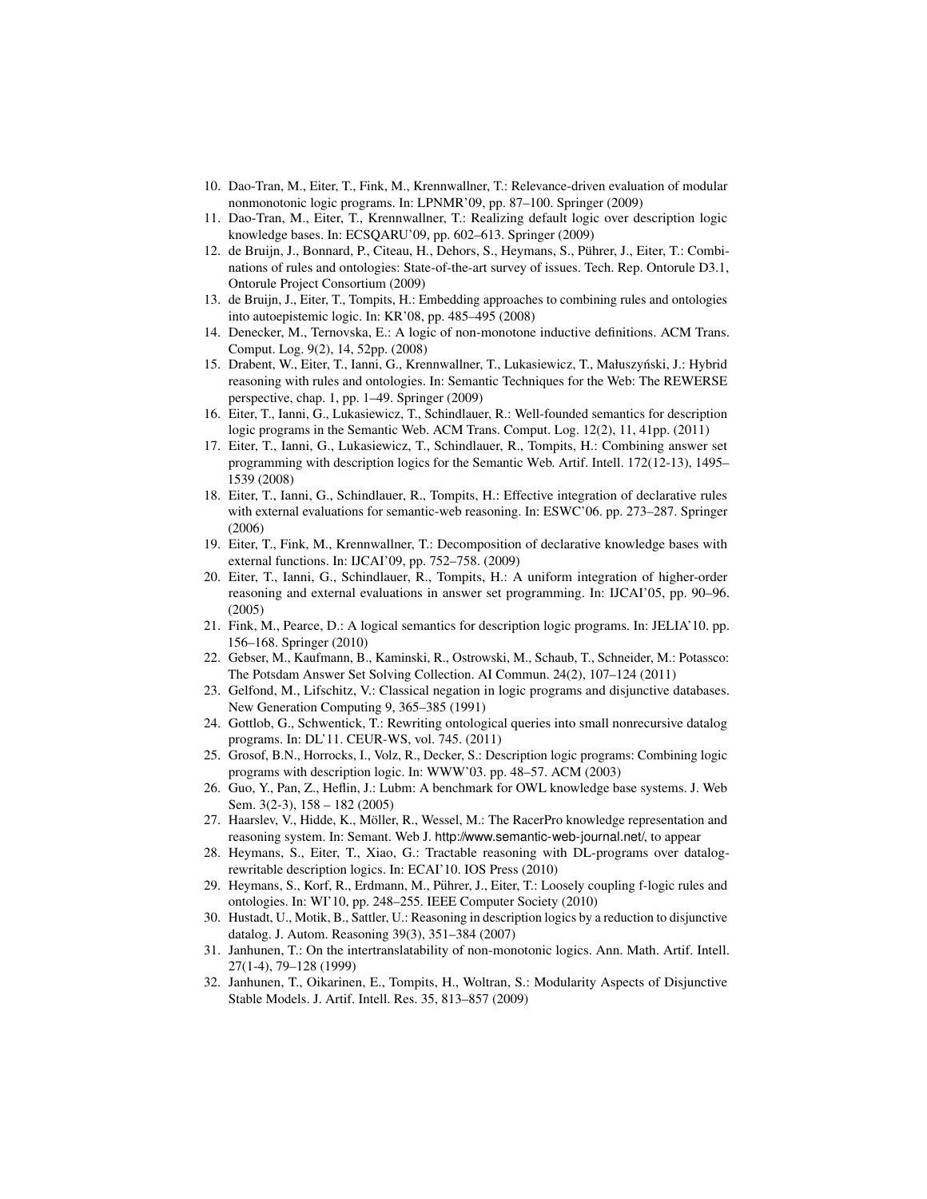10. Dao-Tran, M., Eiter, T., Fink, M., Krennwallner, T.: Relevance-driven evaluation of modular nonmonotonic logic programs. In: LPNMR'09, pp. 87–100. Springer (2009)
11. Dao-Tran, M., Eiter, T., Krennwallner, T.: Realizing default logic over description logic knowledge bases. In: ECSQARU'09, pp. 602–613. Springer (2009)
12. de Bruijn, J., Bonnard, P., Citeau, H., Dehors, S., Heymans, S., Pührer, J., Eiter, T.: Combinations of rules and ontologies: State-of-the-art survey of issues. Tech. Rep. Ontorule D3.1, Ontorule Project Consortium (2009)
13. de Bruijn, J., Eiter, T., Tompits, H.: Embedding approaches to combining rules and ontologies into autoepistemic logic. In: KR'08, pp. 485–495 (2008)
14. Denecker, M., Ternovska, E.: A logic of non-monotone inductive definitions. ACM Trans. Comput. Log. 9(2), 14, 52pp. (2008)
15. Drabent, W., Eiter, T., Ianni, G., Krennwallner, T., Lukasiewicz, T., Małuszyński, J.: Hybrid reasoning with rules and ontologies. In: Semantic Techniques for the Web: The REWERSE perspective, chap. 1, pp. 1–49. Springer (2009)
16. Eiter, T., Ianni, G., Lukasiewicz, T., Schindlauer, R.: Well-founded semantics for description logic programs in the Semantic Web. ACM Trans. Comput. Log. 12(2), 11, 41pp. (2011)
17. Eiter, T., Ianni, G., Lukasiewicz, T., Schindlauer, R., Tompits, H.: Combining answer set programming with description logics for the Semantic Web. Artif. Intell. 172(12-13), 1495–1539 (2008)
18. Eiter, T., Ianni, G., Schindlauer, R., Tompits, H.: Effective integration of declarative rules with external evaluations for semantic-web reasoning. In: ESWC'06. pp. 273–287. Springer (2006)
19. Eiter, T., Fink, M., Krennwallner, T.: Decomposition of declarative knowledge bases with external functions. In: IJCAI'09, pp. 752–758. (2009)
20. Eiter, T., Ianni, G., Schindlauer, R., Tompits, H.: A uniform integration of higher-order reasoning and external evaluations in answer set programming. In: IJCAI'05, pp. 90–96. (2005)
21. Fink, M., Pearce, D.: A logical semantics for description logic programs. In: JELIA'10. pp. 156–168. Springer (2010)
22. Gebser, M., Kaufmann, B., Kaminski, R., Ostrowski, M., Schaub, T., Schneider, M.: Potassco: The Potsdam Answer Set Solving Collection. AI Commun. 24(2), 107–124 (2011)
23. Gelfond, M., Lifschitz, V.: Classical negation in logic programs and disjunctive databases. New Generation Computing 9, 365–385 (1991)
24. Gottlob, G., Schwentick, T.: Rewriting ontological queries into small nonrecursive datalog programs. In: DL'11. CEUR-WS, vol. 745. (2011)
25. Grosof, B.N., Horrocks, I., Volz, R., Decker, S.: Description logic programs: Combining logic programs with description logic. In: WWW'03. pp. 48–57. ACM (2003)
26. Guo, Y., Pan, Z., Heflin, J.: Lubm: A benchmark for OWL knowledge base systems. J. Web Sem. 3(2-3), 158 – 182 (2005)
27. Haarslev, V., Hidde, K., Möller, R., Wessel, M.: The RacerPro knowledge representation and reasoning system. In: Semant. Web J. http://www.semantic-web-journal.net/, to appear
28. Heymans, S., Eiter, T., Xiao, G.: Tractable reasoning with DL-programs over datalog-rewritable description logics. In: ECAI'10. IOS Press (2010)
29. Heymans, S., Korf, R., Erdmann, M., Pührer, J., Eiter, T.: Loosely coupling f-logic rules and ontologies. In: WI'10, pp. 248–255. IEEE Computer Society (2010)
30. Hustadt, U., Motik, B., Sattler, U.: Reasoning in description logics by a reduction to disjunctive datalog. J. Autom. Reasoning 39(3), 351–384 (2007)
31. Janhunen, T.: On the intertranslatability of non-monotonic logics. Ann. Math. Artif. Intell. 27(1-4), 79–128 (1999)
32. Janhunen, T., Oikarinen, E., Tompits, H., Woltran, S.: Modularity Aspects of Disjunctive Stable Models. J. Artif. Intell. Res. 35, 813–857 (2009)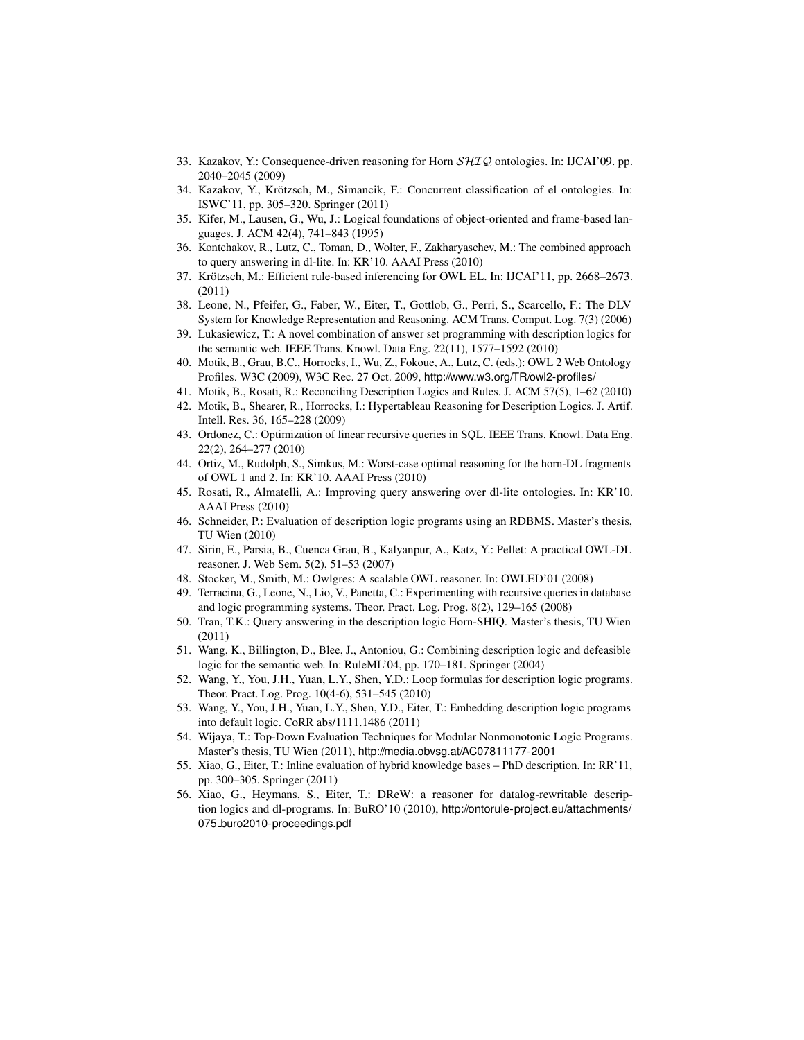33. Kazakov, Y.: Consequence-driven reasoning for Horn $\mathcal{SHIQ}$ ontologies. In: IJCAI'09. pp. 2040–2045 (2009)
34. Kazakov, Y., Krötzsch, M., Simancik, F.: Concurrent classification of el ontologies. In: ISWC'11, pp. 305–320. Springer (2011)
35. Kifer, M., Lausen, G., Wu, J.: Logical foundations of object-oriented and frame-based languages. J. ACM 42(4), 741–843 (1995)
36. Kontchakov, R., Lutz, C., Toman, D., Wolter, F., Zakharyaschev, M.: The combined approach to query answering in dl-lite. In: KR'10. AAAI Press (2010)
37. Krötzsch, M.: Efficient rule-based inferencing for OWL EL. In: IJCAI'11, pp. 2668–2673. (2011)
38. Leone, N., Pfeifer, G., Faber, W., Eiter, T., Gottlob, G., Perri, S., Scarcello, F.: The DLV System for Knowledge Representation and Reasoning. ACM Trans. Comput. Log. 7(3) (2006)
39. Lukasiewicz, T.: A novel combination of answer set programming with description logics for the semantic web. IEEE Trans. Knowl. Data Eng. 22(11), 1577–1592 (2010)
40. Motik, B., Grau, B.C., Horrocks, I., Wu, Z., Fokoue, A., Lutz, C. (eds.): OWL 2 Web Ontology Profiles. W3C (2009), W3C Rec. 27 Oct. 2009, http://www.w3.org/TR/owl2-profiles/
41. Motik, B., Rosati, R.: Reconciling Description Logics and Rules. J. ACM 57(5), 1–62 (2010)
42. Motik, B., Shearer, R., Horrocks, I.: Hypertableau Reasoning for Description Logics. J. Artif. Intell. Res. 36, 165–228 (2009)
43. Ordonez, C.: Optimization of linear recursive queries in SQL. IEEE Trans. Knowl. Data Eng. 22(2), 264–277 (2010)
44. Ortiz, M., Rudolph, S., Simkus, M.: Worst-case optimal reasoning for the horn-DL fragments of OWL 1 and 2. In: KR'10. AAAI Press (2010)
45. Rosati, R., Almatelli, A.: Improving query answering over dl-lite ontologies. In: KR'10. AAAI Press (2010)
46. Schneider, P.: Evaluation of description logic programs using an RDBMS. Master's thesis, TU Wien (2010)
47. Sirin, E., Parsia, B., Cuenca Grau, B., Kalyanpur, A., Katz, Y.: Pellet: A practical OWL-DL reasoner. J. Web Sem. 5(2), 51–53 (2007)
48. Stocker, M., Smith, M.: Owlgres: A scalable OWL reasoner. In: OWLED'01 (2008)
49. Terracina, G., Leone, N., Lio, V., Panetta, C.: Experimenting with recursive queries in database and logic programming systems. Theor. Pract. Log. Prog. 8(2), 129–165 (2008)
50. Tran, T.K.: Query answering in the description logic Horn-SHIQ. Master's thesis, TU Wien (2011)
51. Wang, K., Billington, D., Blee, J., Antoniou, G.: Combining description logic and defeasible logic for the semantic web. In: RuleML'04, pp. 170–181. Springer (2004)
52. Wang, Y., You, J.H., Yuan, L.Y., Shen, Y.D.: Loop formulas for description logic programs. Theor. Pract. Log. Prog. 10(4-6), 531–545 (2010)
53. Wang, Y., You, J.H., Yuan, L.Y., Shen, Y.D., Eiter, T.: Embedding description logic programs into default logic. CoRR abs/1111.1486 (2011)
54. Wijaya, T.: Top-Down Evaluation Techniques for Modular Nonmonotonic Logic Programs. Master's thesis, TU Wien (2011), http://media.obvsg.at/AC07811177-2001
55. Xiao, G., Eiter, T.: Inline evaluation of hybrid knowledge bases – PhD description. In: RR'11, pp. 300–305. Springer (2011)
56. Xiao, G., Heymans, S., Eiter, T.: DReW: a reasoner for datalog-rewritable description logics and dl-programs. In: BuRO'10 (2010), http://ontorule-project.eu/attachments/075_buro2010-proceedings.pdf